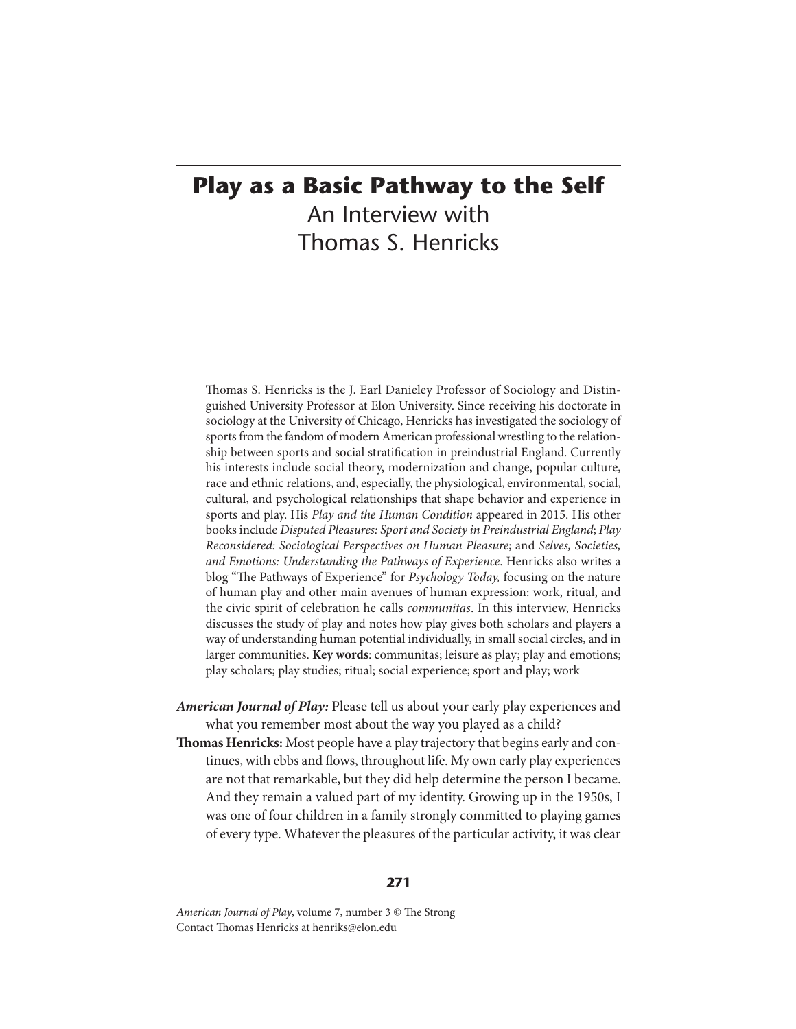# Play as a Basic Pathway to the Self

## An Interview with Thomas S. Henricks

Thomas S. Henricks is the J. Earl Danieley Professor of Sociology and Distinguished University Professor at Elon University. Since receiving his doctorate in sociology at the University of Chicago, Henricks has investigated the sociology of sports from the fandom of modern American professional wrestling to the relationship between sports and social stratification in preindustrial England. Currently his interests include social theory, modernization and change, popular culture, race and ethnic relations, and, especially, the physiological, environmental, social, cultural, and psychological relationships that shape behavior and experience in sports and play. His *Play and the Human Condition* appeared in 2015. His other books include *Disputed Pleasures: Sport and Society in Preindustrial England*; *Play Reconsidered: Sociological Perspectives on Human Pleasure*; and *Selves, Societies, and Emotions: Understanding the Pathways of Experience*. Henricks also writes a blog "The Pathways of Experience" for *Psychology Today,* focusing on the nature of human play and other main avenues of human expression: work, ritual, and the civic spirit of celebration he calls *communitas*. In this interview, Henricks discusses the study of play and notes how play gives both scholars and players a way of understanding human potential individually, in small social circles, and in larger communities. **Key words**: communitas; leisure as play; play and emotions; play scholars; play studies; ritual; social experience; sport and play; work

***American Journal of Play:*** Please tell us about your early play experiences and what you remember most about the way you played as a child?

**Thomas Henricks:** Most people have a play trajectory that begins early and continues, with ebbs and flows, throughout life. My own early play experiences are not that remarkable, but they did help determine the person I became. And they remain a valued part of my identity. Growing up in the 1950s, I was one of four children in a family strongly committed to playing games of every type. Whatever the pleasures of the particular activity, it was clear

*American Journal of Play*, volume 7, number 3 © The Strong
Contact Thomas Henricks at henriks@elon.edu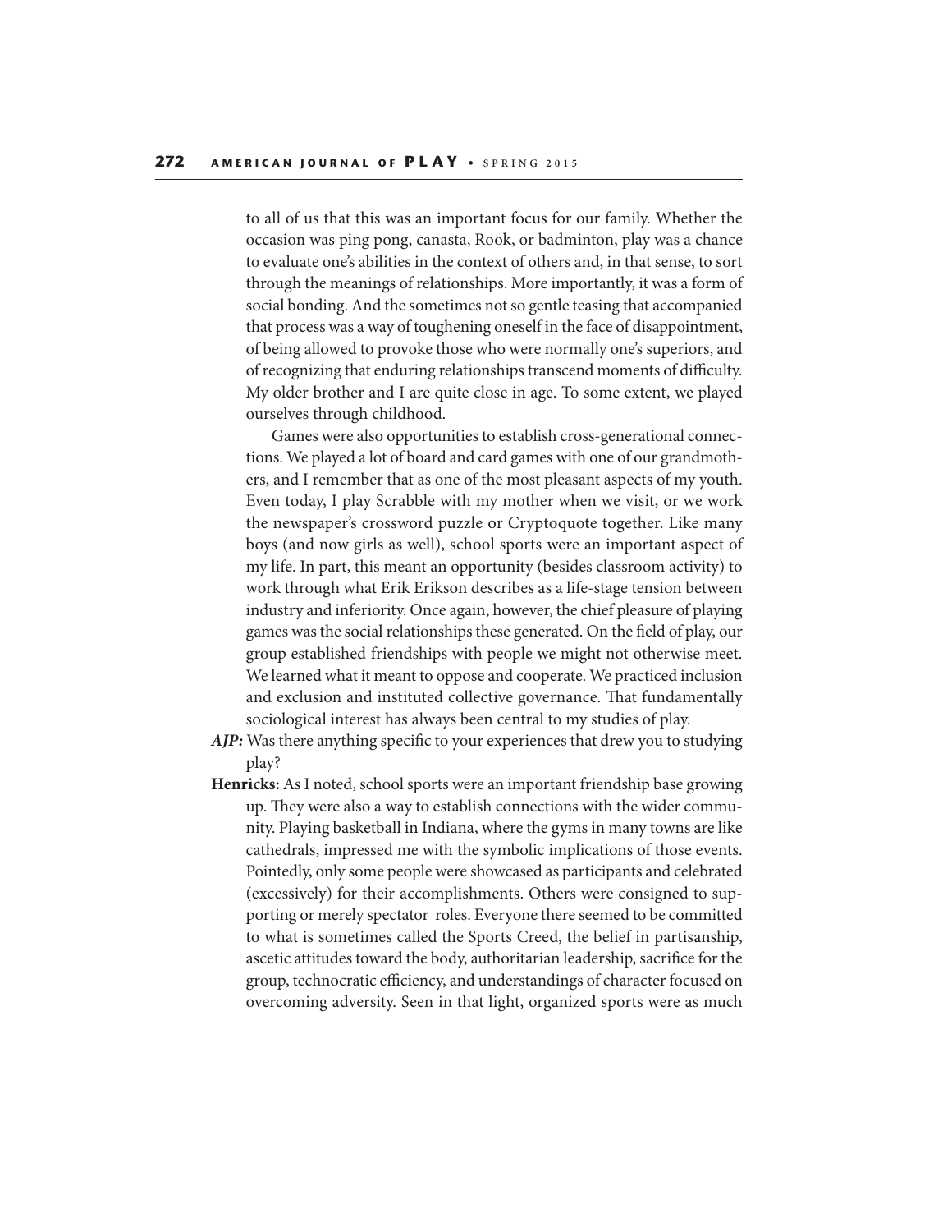to all of us that this was an important focus for our family. Whether the occasion was ping pong, canasta, Rook, or badminton, play was a chance to evaluate one's abilities in the context of others and, in that sense, to sort through the meanings of relationships. More importantly, it was a form of social bonding. And the sometimes not so gentle teasing that accompanied that process was a way of toughening oneself in the face of disappointment, of being allowed to provoke those who were normally one's superiors, and of recognizing that enduring relationships transcend moments of difficulty. My older brother and I are quite close in age. To some extent, we played ourselves through childhood.

Games were also opportunities to establish cross-generational connections. We played a lot of board and card games with one of our grandmothers, and I remember that as one of the most pleasant aspects of my youth. Even today, I play Scrabble with my mother when we visit, or we work the newspaper's crossword puzzle or Cryptoquote together. Like many boys (and now girls as well), school sports were an important aspect of my life. In part, this meant an opportunity (besides classroom activity) to work through what Erik Erikson describes as a life-stage tension between industry and inferiority. Once again, however, the chief pleasure of playing games was the social relationships these generated. On the field of play, our group established friendships with people we might not otherwise meet. We learned what it meant to oppose and cooperate. We practiced inclusion and exclusion and instituted collective governance. That fundamentally sociological interest has always been central to my studies of play.

***AJP:*** Was there anything specific to your experiences that drew you to studying play?

**Henricks:** As I noted, school sports were an important friendship base growing up. They were also a way to establish connections with the wider community. Playing basketball in Indiana, where the gyms in many towns are like cathedrals, impressed me with the symbolic implications of those events. Pointedly, only some people were showcased as participants and celebrated (excessively) for their accomplishments. Others were consigned to supporting or merely spectator roles. Everyone there seemed to be committed to what is sometimes called the Sports Creed, the belief in partisanship, ascetic attitudes toward the body, authoritarian leadership, sacrifice for the group, technocratic efficiency, and understandings of character focused on overcoming adversity. Seen in that light, organized sports were as much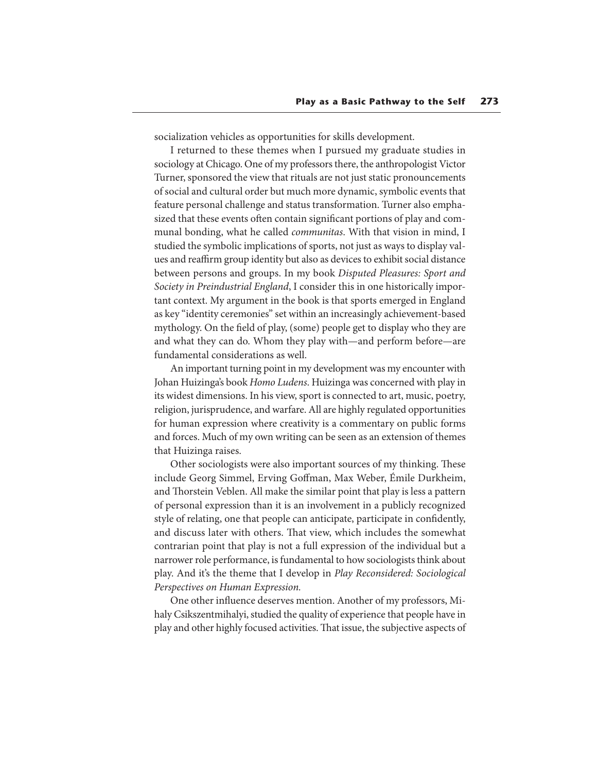socialization vehicles as opportunities for skills development.

I returned to these themes when I pursued my graduate studies in sociology at Chicago. One of my professors there, the anthropologist Victor Turner, sponsored the view that rituals are not just static pronouncements of social and cultural order but much more dynamic, symbolic events that feature personal challenge and status transformation. Turner also emphasized that these events often contain significant portions of play and communal bonding, what he called *communitas*. With that vision in mind, I studied the symbolic implications of sports, not just as ways to display values and reaffirm group identity but also as devices to exhibit social distance between persons and groups. In my book *Disputed Pleasures: Sport and Society in Preindustrial England*, I consider this in one historically important context. My argument in the book is that sports emerged in England as key "identity ceremonies" set within an increasingly achievement-based mythology. On the field of play, (some) people get to display who they are and what they can do. Whom they play with—and perform before—are fundamental considerations as well.

An important turning point in my development was my encounter with Johan Huizinga's book *Homo Ludens*. Huizinga was concerned with play in its widest dimensions. In his view, sport is connected to art, music, poetry, religion, jurisprudence, and warfare. All are highly regulated opportunities for human expression where creativity is a commentary on public forms and forces. Much of my own writing can be seen as an extension of themes that Huizinga raises.

Other sociologists were also important sources of my thinking. These include Georg Simmel, Erving Goffman, Max Weber, Émile Durkheim, and Thorstein Veblen. All make the similar point that play is less a pattern of personal expression than it is an involvement in a publicly recognized style of relating, one that people can anticipate, participate in confidently, and discuss later with others. That view, which includes the somewhat contrarian point that play is not a full expression of the individual but a narrower role performance, is fundamental to how sociologists think about play. And it's the theme that I develop in *Play Reconsidered: Sociological Perspectives on Human Expression.*

One other influence deserves mention. Another of my professors, Mihaly Csikszentmihalyi, studied the quality of experience that people have in play and other highly focused activities. That issue, the subjective aspects of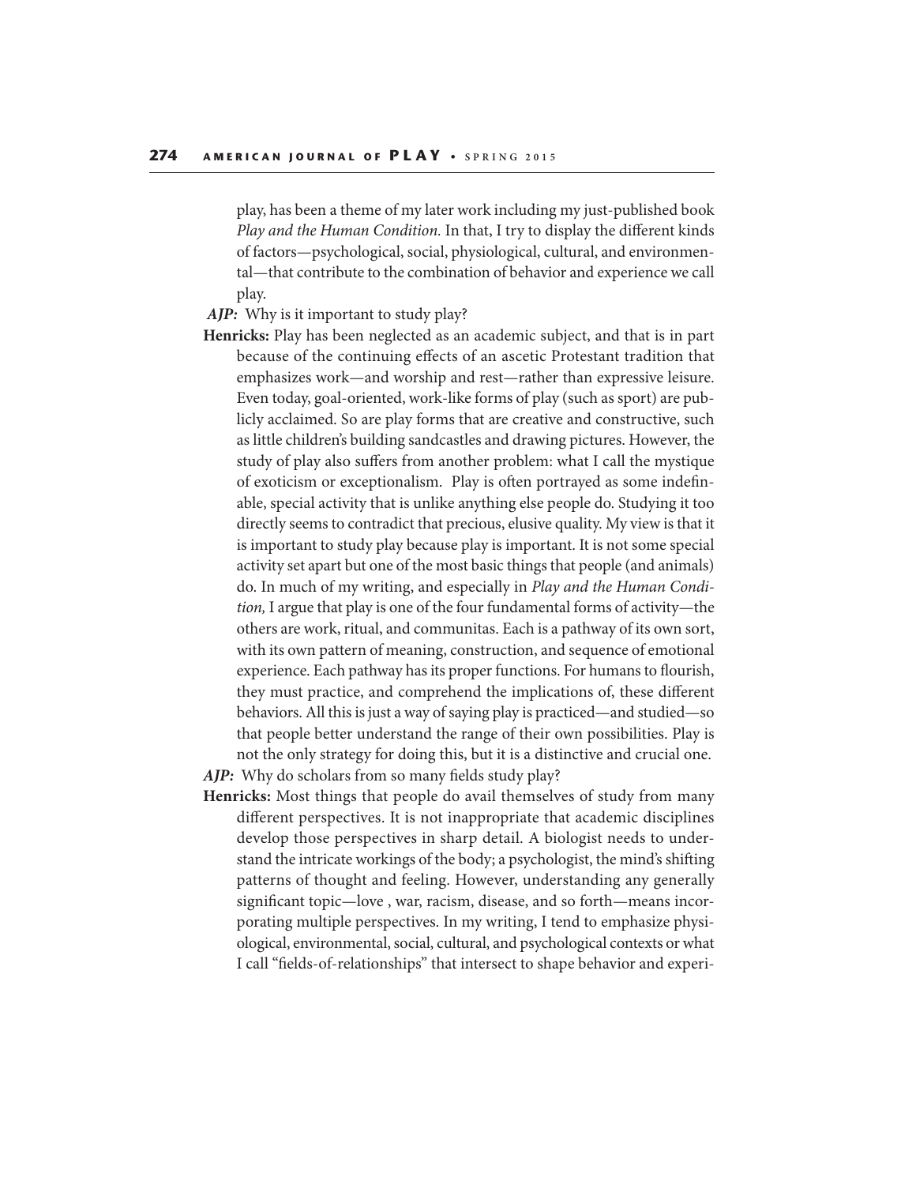play, has been a theme of my later work including my just-published book *Play and the Human Condition.* In that, I try to display the different kinds of factors—psychological, social, physiological, cultural, and environmental—that contribute to the combination of behavior and experience we call play.

***AJP:*** Why is it important to study play?

**Henricks:** Play has been neglected as an academic subject, and that is in part because of the continuing effects of an ascetic Protestant tradition that emphasizes work—and worship and rest—rather than expressive leisure. Even today, goal-oriented, work-like forms of play (such as sport) are publicly acclaimed. So are play forms that are creative and constructive, such as little children's building sandcastles and drawing pictures. However, the study of play also suffers from another problem: what I call the mystique of exoticism or exceptionalism. Play is often portrayed as some indefinable, special activity that is unlike anything else people do. Studying it too directly seems to contradict that precious, elusive quality. My view is that it is important to study play because play is important. It is not some special activity set apart but one of the most basic things that people (and animals) do. In much of my writing, and especially in *Play and the Human Condition,* I argue that play is one of the four fundamental forms of activity—the others are work, ritual, and communitas. Each is a pathway of its own sort, with its own pattern of meaning, construction, and sequence of emotional experience. Each pathway has its proper functions. For humans to flourish, they must practice, and comprehend the implications of, these different behaviors. All this is just a way of saying play is practiced—and studied—so that people better understand the range of their own possibilities. Play is not the only strategy for doing this, but it is a distinctive and crucial one.

***AJP:*** Why do scholars from so many fields study play?

**Henricks:** Most things that people do avail themselves of study from many different perspectives. It is not inappropriate that academic disciplines develop those perspectives in sharp detail. A biologist needs to understand the intricate workings of the body; a psychologist, the mind's shifting patterns of thought and feeling. However, understanding any generally significant topic—love , war, racism, disease, and so forth—means incorporating multiple perspectives. In my writing, I tend to emphasize physiological, environmental, social, cultural, and psychological contexts or what I call "fields-of-relationships" that intersect to shape behavior and experi-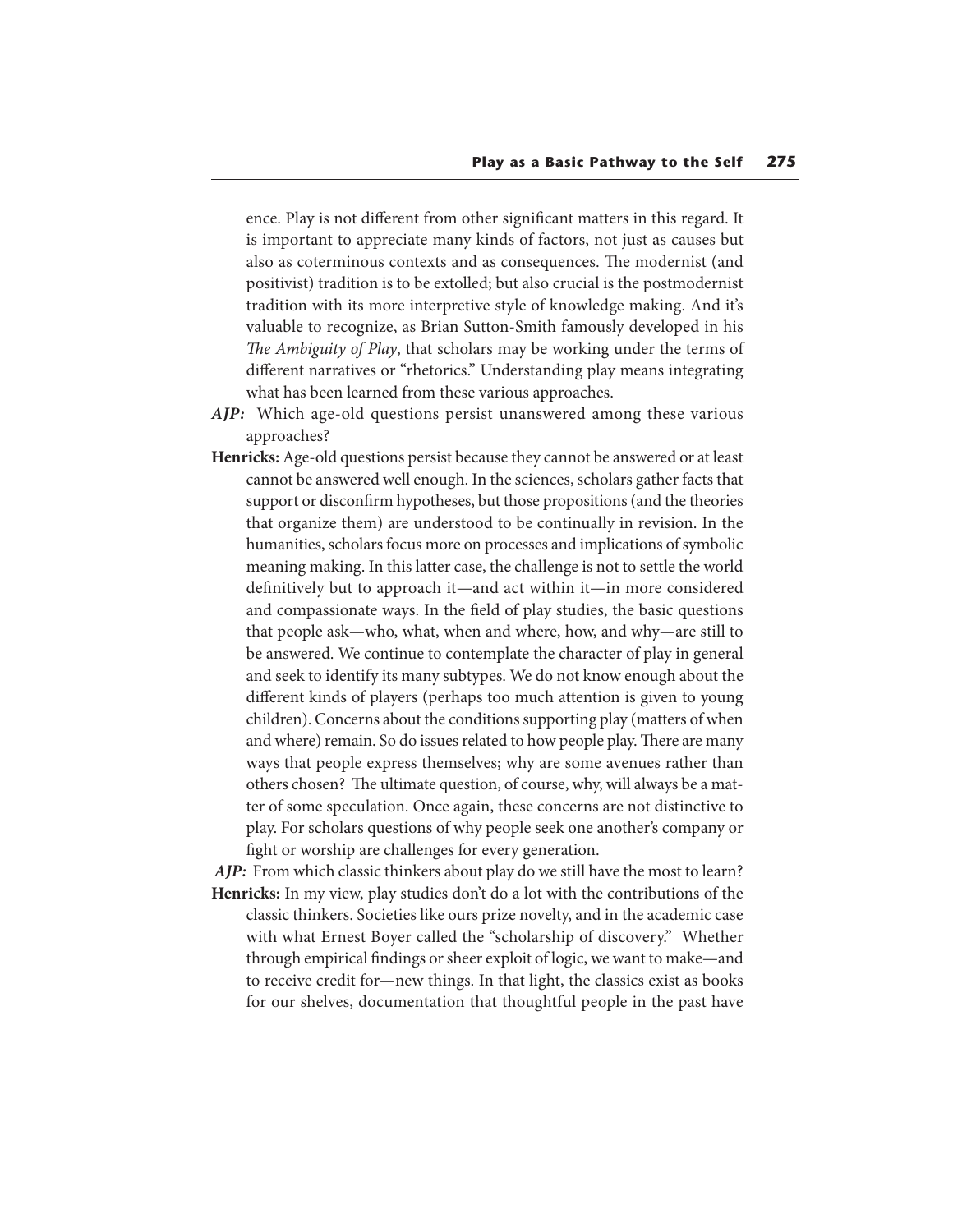ence. Play is not different from other significant matters in this regard. It is important to appreciate many kinds of factors, not just as causes but also as coterminous contexts and as consequences. The modernist (and positivist) tradition is to be extolled; but also crucial is the postmodernist tradition with its more interpretive style of knowledge making. And it's valuable to recognize, as Brian Sutton-Smith famously developed in his *The Ambiguity of Play*, that scholars may be working under the terms of different narratives or "rhetorics." Understanding play means integrating what has been learned from these various approaches.

***AJP:*** Which age-old questions persist unanswered among these various approaches?

**Henricks:** Age-old questions persist because they cannot be answered or at least cannot be answered well enough. In the sciences, scholars gather facts that support or disconfirm hypotheses, but those propositions (and the theories that organize them) are understood to be continually in revision. In the humanities, scholars focus more on processes and implications of symbolic meaning making. In this latter case, the challenge is not to settle the world definitively but to approach it—and act within it—in more considered and compassionate ways. In the field of play studies, the basic questions that people ask—who, what, when and where, how, and why—are still to be answered. We continue to contemplate the character of play in general and seek to identify its many subtypes. We do not know enough about the different kinds of players (perhaps too much attention is given to young children). Concerns about the conditions supporting play (matters of when and where) remain. So do issues related to how people play. There are many ways that people express themselves; why are some avenues rather than others chosen? The ultimate question, of course, why, will always be a matter of some speculation. Once again, these concerns are not distinctive to play. For scholars questions of why people seek one another's company or fight or worship are challenges for every generation.

***AJP:*** From which classic thinkers about play do we still have the most to learn?

**Henricks:** In my view, play studies don't do a lot with the contributions of the classic thinkers. Societies like ours prize novelty, and in the academic case with what Ernest Boyer called the "scholarship of discovery." Whether through empirical findings or sheer exploit of logic, we want to make—and to receive credit for—new things. In that light, the classics exist as books for our shelves, documentation that thoughtful people in the past have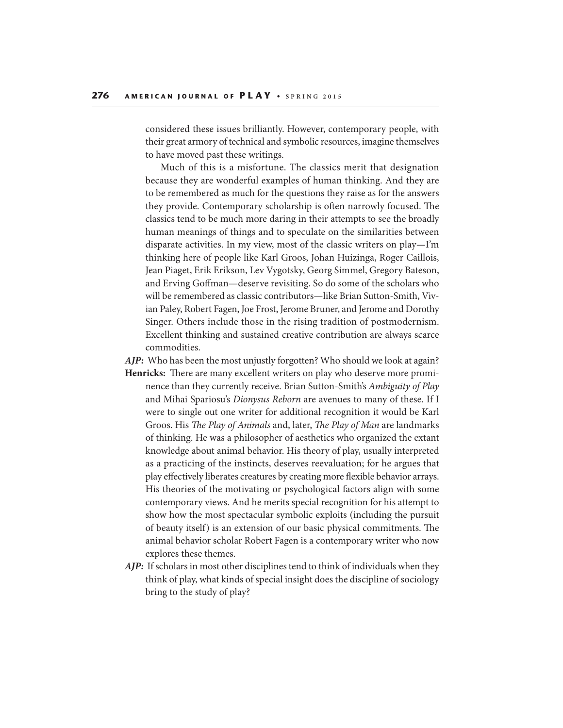considered these issues brilliantly. However, contemporary people, with their great armory of technical and symbolic resources, imagine themselves to have moved past these writings.

Much of this is a misfortune. The classics merit that designation because they are wonderful examples of human thinking. And they are to be remembered as much for the questions they raise as for the answers they provide. Contemporary scholarship is often narrowly focused. The classics tend to be much more daring in their attempts to see the broadly human meanings of things and to speculate on the similarities between disparate activities. In my view, most of the classic writers on play—I'm thinking here of people like Karl Groos, Johan Huizinga, Roger Caillois, Jean Piaget, Erik Erikson, Lev Vygotsky, Georg Simmel, Gregory Bateson, and Erving Goffman—deserve revisiting. So do some of the scholars who will be remembered as classic contributors—like Brian Sutton-Smith, Vivian Paley, Robert Fagen, Joe Frost, Jerome Bruner, and Jerome and Dorothy Singer. Others include those in the rising tradition of postmodernism. Excellent thinking and sustained creative contribution are always scarce commodities.

***AJP:*** Who has been the most unjustly forgotten? Who should we look at again?

**Henricks:** There are many excellent writers on play who deserve more prominence than they currently receive. Brian Sutton-Smith's *Ambiguity of Play* and Mihai Spariosu's *Dionysus Reborn* are avenues to many of these. If I were to single out one writer for additional recognition it would be Karl Groos. His *The Play of Animals* and, later, *The Play of Man* are landmarks of thinking. He was a philosopher of aesthetics who organized the extant knowledge about animal behavior. His theory of play, usually interpreted as a practicing of the instincts, deserves reevaluation; for he argues that play effectively liberates creatures by creating more flexible behavior arrays. His theories of the motivating or psychological factors align with some contemporary views. And he merits special recognition for his attempt to show how the most spectacular symbolic exploits (including the pursuit of beauty itself) is an extension of our basic physical commitments. The animal behavior scholar Robert Fagen is a contemporary writer who now explores these themes.

***AJP:*** If scholars in most other disciplines tend to think of individuals when they think of play, what kinds of special insight does the discipline of sociology bring to the study of play?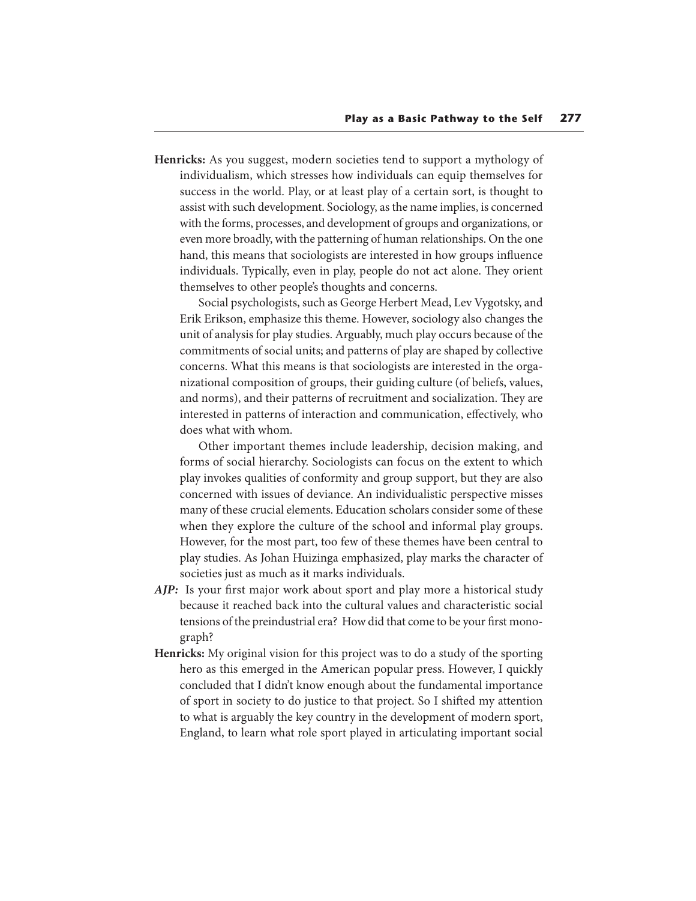**Henricks:** As you suggest, modern societies tend to support a mythology of individualism, which stresses how individuals can equip themselves for success in the world. Play, or at least play of a certain sort, is thought to assist with such development. Sociology, as the name implies, is concerned with the forms, processes, and development of groups and organizations, or even more broadly, with the patterning of human relationships. On the one hand, this means that sociologists are interested in how groups influence individuals. Typically, even in play, people do not act alone. They orient themselves to other people's thoughts and concerns.

Social psychologists, such as George Herbert Mead, Lev Vygotsky, and Erik Erikson, emphasize this theme. However, sociology also changes the unit of analysis for play studies. Arguably, much play occurs because of the commitments of social units; and patterns of play are shaped by collective concerns. What this means is that sociologists are interested in the organizational composition of groups, their guiding culture (of beliefs, values, and norms), and their patterns of recruitment and socialization. They are interested in patterns of interaction and communication, effectively, who does what with whom.

Other important themes include leadership, decision making, and forms of social hierarchy. Sociologists can focus on the extent to which play invokes qualities of conformity and group support, but they are also concerned with issues of deviance. An individualistic perspective misses many of these crucial elements. Education scholars consider some of these when they explore the culture of the school and informal play groups. However, for the most part, too few of these themes have been central to play studies. As Johan Huizinga emphasized, play marks the character of societies just as much as it marks individuals.

***AJP:*** Is your first major work about sport and play more a historical study because it reached back into the cultural values and characteristic social tensions of the preindustrial era? How did that come to be your first monograph?

**Henricks:** My original vision for this project was to do a study of the sporting hero as this emerged in the American popular press. However, I quickly concluded that I didn't know enough about the fundamental importance of sport in society to do justice to that project. So I shifted my attention to what is arguably the key country in the development of modern sport, England, to learn what role sport played in articulating important social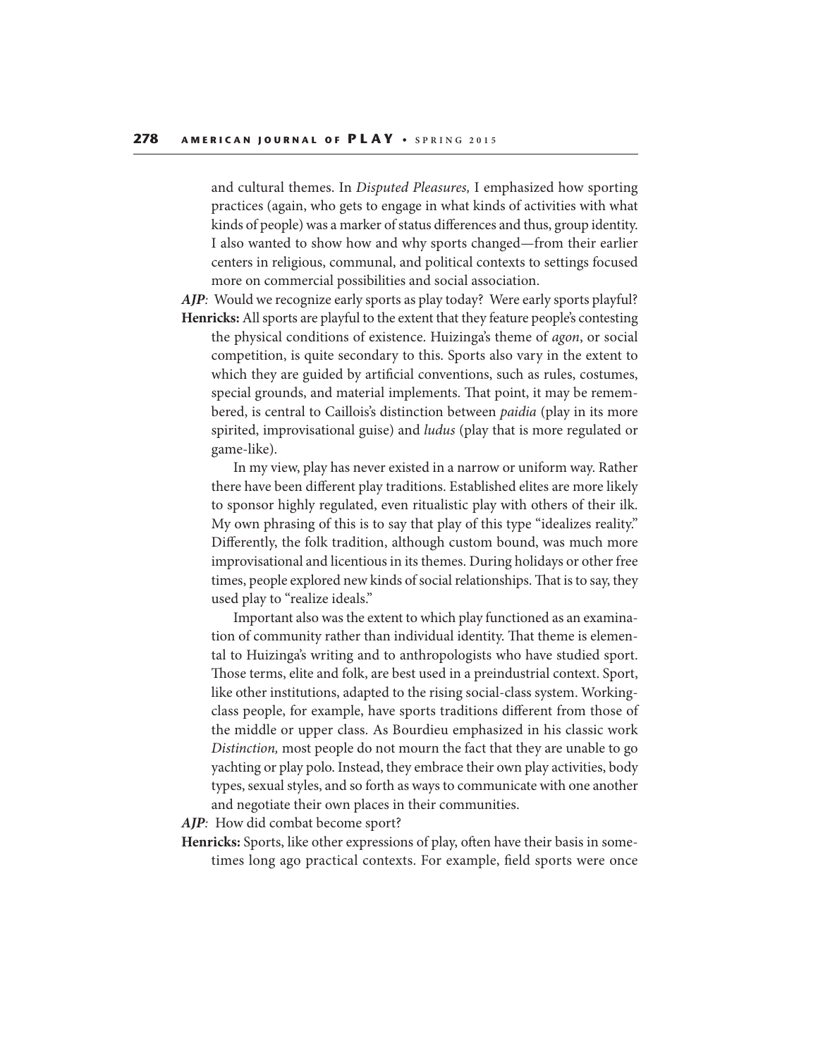and cultural themes. In *Disputed Pleasures,* I emphasized how sporting practices (again, who gets to engage in what kinds of activities with what kinds of people) was a marker of status differences and thus, group identity. I also wanted to show how and why sports changed—from their earlier centers in religious, communal, and political contexts to settings focused more on commercial possibilities and social association.

***AJP***: Would we recognize early sports as play today? Were early sports playful?

**Henricks:** All sports are playful to the extent that they feature people's contesting the physical conditions of existence. Huizinga's theme of *agon*, or social competition, is quite secondary to this. Sports also vary in the extent to which they are guided by artificial conventions, such as rules, costumes, special grounds, and material implements. That point, it may be remembered, is central to Caillois's distinction between *paidia* (play in its more spirited, improvisational guise) and *ludus* (play that is more regulated or game-like).

In my view, play has never existed in a narrow or uniform way. Rather there have been different play traditions. Established elites are more likely to sponsor highly regulated, even ritualistic play with others of their ilk. My own phrasing of this is to say that play of this type "idealizes reality." Differently, the folk tradition, although custom bound, was much more improvisational and licentious in its themes. During holidays or other free times, people explored new kinds of social relationships. That is to say, they used play to "realize ideals."

Important also was the extent to which play functioned as an examination of community rather than individual identity. That theme is elemental to Huizinga's writing and to anthropologists who have studied sport. Those terms, elite and folk, are best used in a preindustrial context. Sport, like other institutions, adapted to the rising social-class system. Working-class people, for example, have sports traditions different from those of the middle or upper class. As Bourdieu emphasized in his classic work *Distinction,* most people do not mourn the fact that they are unable to go yachting or play polo. Instead, they embrace their own play activities, body types, sexual styles, and so forth as ways to communicate with one another and negotiate their own places in their communities.

***AJP***: How did combat become sport?

**Henricks:** Sports, like other expressions of play, often have their basis in sometimes long ago practical contexts. For example, field sports were once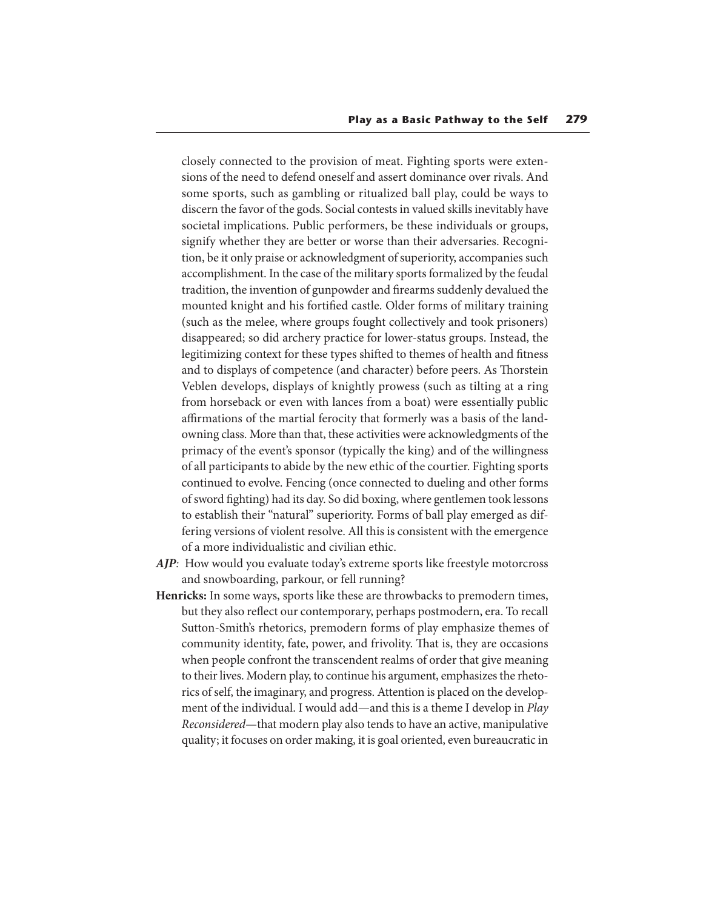closely connected to the provision of meat. Fighting sports were extensions of the need to defend oneself and assert dominance over rivals. And some sports, such as gambling or ritualized ball play, could be ways to discern the favor of the gods. Social contests in valued skills inevitably have societal implications. Public performers, be these individuals or groups, signify whether they are better or worse than their adversaries. Recognition, be it only praise or acknowledgment of superiority, accompanies such accomplishment. In the case of the military sports formalized by the feudal tradition, the invention of gunpowder and firearms suddenly devalued the mounted knight and his fortified castle. Older forms of military training (such as the melee, where groups fought collectively and took prisoners) disappeared; so did archery practice for lower-status groups. Instead, the legitimizing context for these types shifted to themes of health and fitness and to displays of competence (and character) before peers. As Thorstein Veblen develops, displays of knightly prowess (such as tilting at a ring from horseback or even with lances from a boat) were essentially public affirmations of the martial ferocity that formerly was a basis of the landowning class. More than that, these activities were acknowledgments of the primacy of the event's sponsor (typically the king) and of the willingness of all participants to abide by the new ethic of the courtier. Fighting sports continued to evolve. Fencing (once connected to dueling and other forms of sword fighting) had its day. So did boxing, where gentlemen took lessons to establish their "natural" superiority. Forms of ball play emerged as differing versions of violent resolve. All this is consistent with the emergence of a more individualistic and civilian ethic.

***AJP***: How would you evaluate today's extreme sports like freestyle motorcross and snowboarding, parkour, or fell running?

**Henricks:** In some ways, sports like these are throwbacks to premodern times, but they also reflect our contemporary, perhaps postmodern, era. To recall Sutton-Smith's rhetorics, premodern forms of play emphasize themes of community identity, fate, power, and frivolity. That is, they are occasions when people confront the transcendent realms of order that give meaning to their lives. Modern play, to continue his argument, emphasizes the rhetorics of self, the imaginary, and progress. Attention is placed on the development of the individual. I would add—and this is a theme I develop in *Play Reconsidered*—that modern play also tends to have an active, manipulative quality; it focuses on order making, it is goal oriented, even bureaucratic in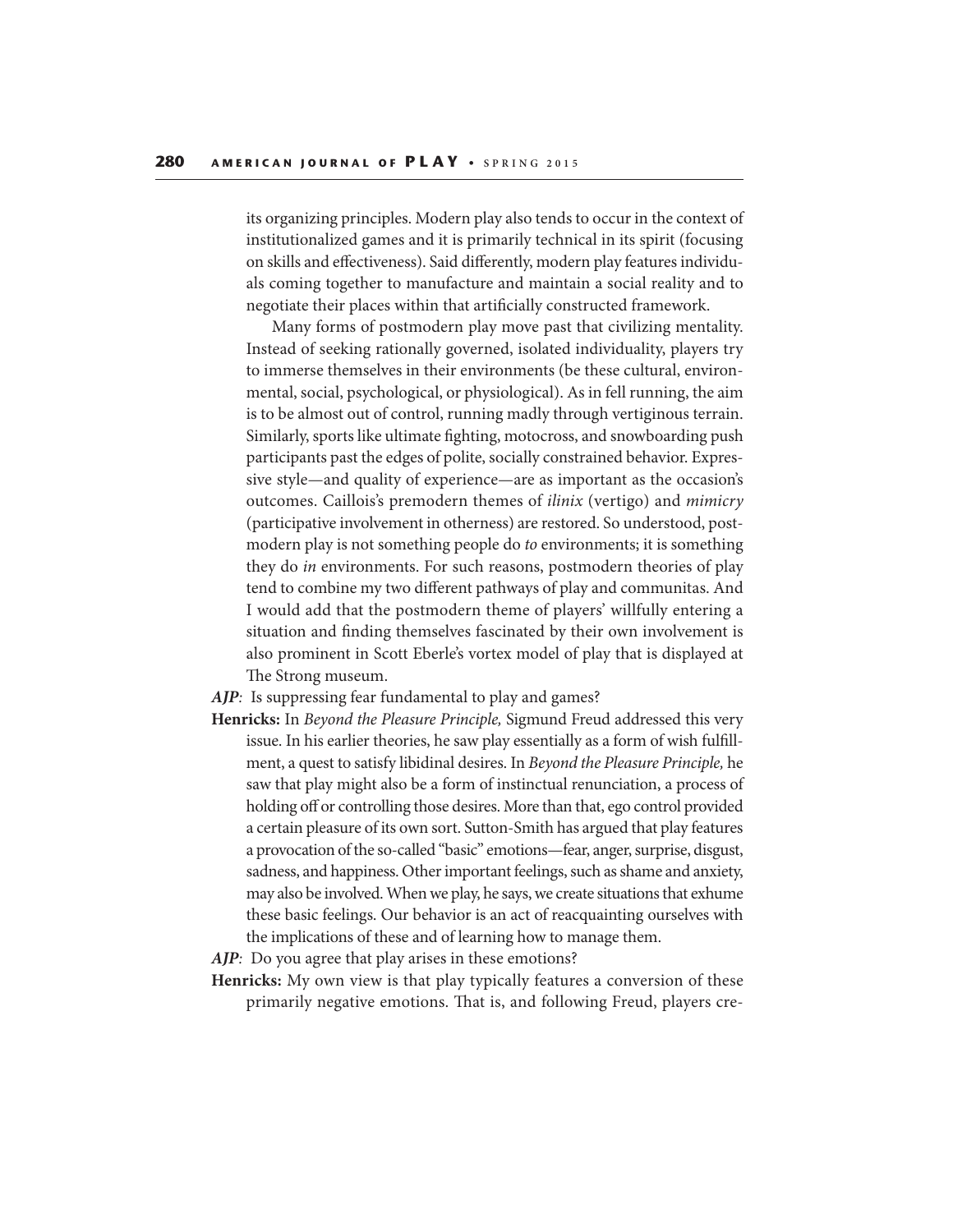its organizing principles. Modern play also tends to occur in the context of institutionalized games and it is primarily technical in its spirit (focusing on skills and effectiveness). Said differently, modern play features individuals coming together to manufacture and maintain a social reality and to negotiate their places within that artificially constructed framework.

Many forms of postmodern play move past that civilizing mentality. Instead of seeking rationally governed, isolated individuality, players try to immerse themselves in their environments (be these cultural, environmental, social, psychological, or physiological). As in fell running, the aim is to be almost out of control, running madly through vertiginous terrain. Similarly, sports like ultimate fighting, motocross, and snowboarding push participants past the edges of polite, socially constrained behavior. Expressive style—and quality of experience—are as important as the occasion's outcomes. Caillois's premodern themes of *ilinix* (vertigo) and *mimicry* (participative involvement in otherness) are restored. So understood, postmodern play is not something people do *to* environments; it is something they do *in* environments. For such reasons, postmodern theories of play tend to combine my two different pathways of play and communitas. And I would add that the postmodern theme of players' willfully entering a situation and finding themselves fascinated by their own involvement is also prominent in Scott Eberle's vortex model of play that is displayed at The Strong museum.

***AJP***: Is suppressing fear fundamental to play and games?

**Henricks:** In *Beyond the Pleasure Principle,* Sigmund Freud addressed this very issue. In his earlier theories, he saw play essentially as a form of wish fulfillment, a quest to satisfy libidinal desires. In *Beyond the Pleasure Principle,* he saw that play might also be a form of instinctual renunciation, a process of holding off or controlling those desires. More than that, ego control provided a certain pleasure of its own sort. Sutton-Smith has argued that play features a provocation of the so-called "basic" emotions—fear, anger, surprise, disgust, sadness, and happiness. Other important feelings, such as shame and anxiety, may also be involved. When we play, he says, we create situations that exhume these basic feelings. Our behavior is an act of reacquainting ourselves with the implications of these and of learning how to manage them.

***AJP***: Do you agree that play arises in these emotions?

**Henricks:** My own view is that play typically features a conversion of these primarily negative emotions. That is, and following Freud, players cre-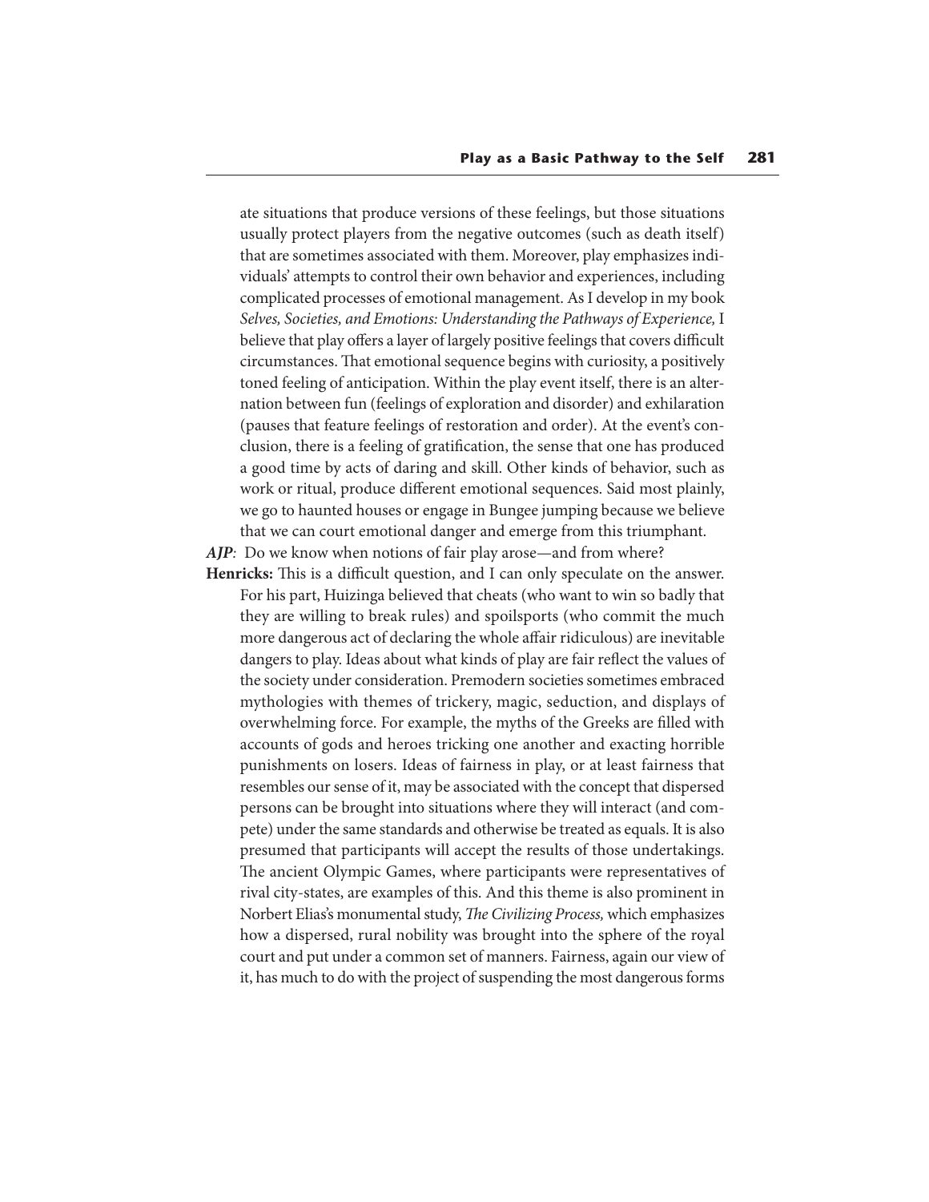ate situations that produce versions of these feelings, but those situations usually protect players from the negative outcomes (such as death itself) that are sometimes associated with them. Moreover, play emphasizes individuals' attempts to control their own behavior and experiences, including complicated processes of emotional management. As I develop in my book *Selves, Societies, and Emotions: Understanding the Pathways of Experience,* I believe that play offers a layer of largely positive feelings that covers difficult circumstances. That emotional sequence begins with curiosity, a positively toned feeling of anticipation. Within the play event itself, there is an alternation between fun (feelings of exploration and disorder) and exhilaration (pauses that feature feelings of restoration and order). At the event's conclusion, there is a feeling of gratification, the sense that one has produced a good time by acts of daring and skill. Other kinds of behavior, such as work or ritual, produce different emotional sequences. Said most plainly, we go to haunted houses or engage in Bungee jumping because we believe that we can court emotional danger and emerge from this triumphant.

***AJP***: Do we know when notions of fair play arose—and from where?

**Henricks:** This is a difficult question, and I can only speculate on the answer. For his part, Huizinga believed that cheats (who want to win so badly that they are willing to break rules) and spoilsports (who commit the much more dangerous act of declaring the whole affair ridiculous) are inevitable dangers to play. Ideas about what kinds of play are fair reflect the values of the society under consideration. Premodern societies sometimes embraced mythologies with themes of trickery, magic, seduction, and displays of overwhelming force. For example, the myths of the Greeks are filled with accounts of gods and heroes tricking one another and exacting horrible punishments on losers. Ideas of fairness in play, or at least fairness that resembles our sense of it, may be associated with the concept that dispersed persons can be brought into situations where they will interact (and compete) under the same standards and otherwise be treated as equals. It is also presumed that participants will accept the results of those undertakings. The ancient Olympic Games, where participants were representatives of rival city-states, are examples of this. And this theme is also prominent in Norbert Elias's monumental study, *The Civilizing Process,* which emphasizes how a dispersed, rural nobility was brought into the sphere of the royal court and put under a common set of manners. Fairness, again our view of it, has much to do with the project of suspending the most dangerous forms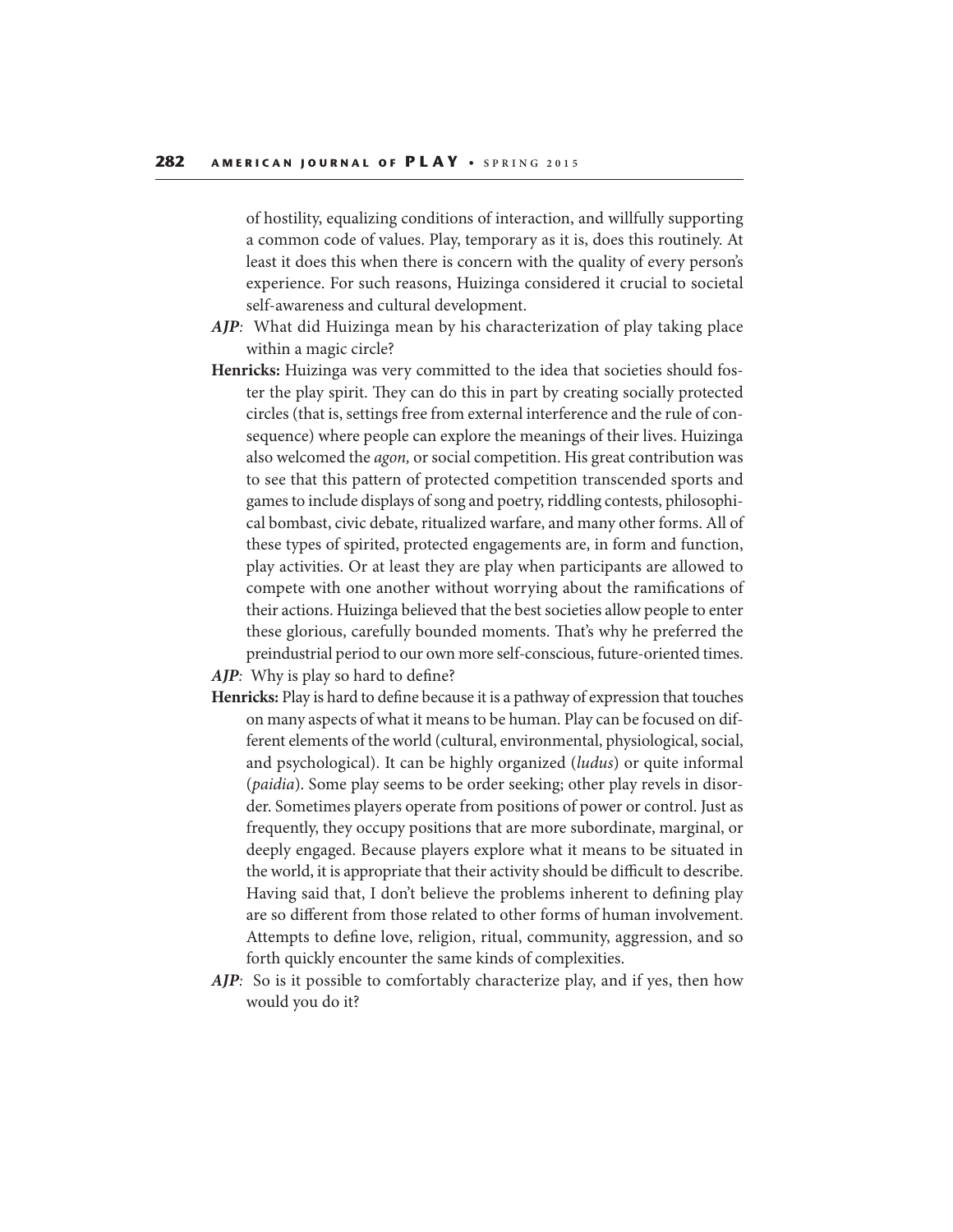of hostility, equalizing conditions of interaction, and willfully supporting a common code of values. Play, temporary as it is, does this routinely. At least it does this when there is concern with the quality of every person's experience. For such reasons, Huizinga considered it crucial to societal self-awareness and cultural development.

***AJP***: What did Huizinga mean by his characterization of play taking place within a magic circle?

**Henricks:** Huizinga was very committed to the idea that societies should foster the play spirit. They can do this in part by creating socially protected circles (that is, settings free from external interference and the rule of consequence) where people can explore the meanings of their lives. Huizinga also welcomed the *agon,* or social competition. His great contribution was to see that this pattern of protected competition transcended sports and games to include displays of song and poetry, riddling contests, philosophical bombast, civic debate, ritualized warfare, and many other forms. All of these types of spirited, protected engagements are, in form and function, play activities. Or at least they are play when participants are allowed to compete with one another without worrying about the ramifications of their actions. Huizinga believed that the best societies allow people to enter these glorious, carefully bounded moments. That's why he preferred the preindustrial period to our own more self-conscious, future-oriented times.

***AJP***: Why is play so hard to define?

**Henricks:** Play is hard to define because it is a pathway of expression that touches on many aspects of what it means to be human. Play can be focused on different elements of the world (cultural, environmental, physiological, social, and psychological). It can be highly organized (*ludus*) or quite informal (*paidia*). Some play seems to be order seeking; other play revels in disorder. Sometimes players operate from positions of power or control. Just as frequently, they occupy positions that are more subordinate, marginal, or deeply engaged. Because players explore what it means to be situated in the world, it is appropriate that their activity should be difficult to describe. Having said that, I don't believe the problems inherent to defining play are so different from those related to other forms of human involvement. Attempts to define love, religion, ritual, community, aggression, and so forth quickly encounter the same kinds of complexities.

***AJP***: So is it possible to comfortably characterize play, and if yes, then how would you do it?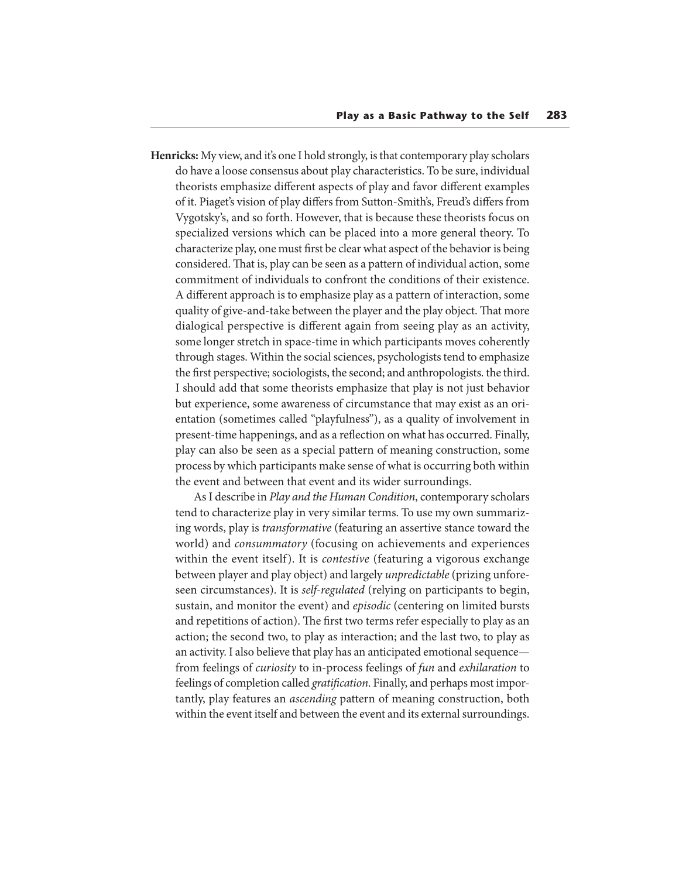**Henricks:** My view, and it's one I hold strongly, is that contemporary play scholars do have a loose consensus about play characteristics. To be sure, individual theorists emphasize different aspects of play and favor different examples of it. Piaget's vision of play differs from Sutton-Smith's, Freud's differs from Vygotsky's, and so forth. However, that is because these theorists focus on specialized versions which can be placed into a more general theory. To characterize play, one must first be clear what aspect of the behavior is being considered. That is, play can be seen as a pattern of individual action, some commitment of individuals to confront the conditions of their existence. A different approach is to emphasize play as a pattern of interaction, some quality of give-and-take between the player and the play object. That more dialogical perspective is different again from seeing play as an activity, some longer stretch in space-time in which participants moves coherently through stages. Within the social sciences, psychologists tend to emphasize the first perspective; sociologists, the second; and anthropologists. the third. I should add that some theorists emphasize that play is not just behavior but experience, some awareness of circumstance that may exist as an orientation (sometimes called "playfulness"), as a quality of involvement in present-time happenings, and as a reflection on what has occurred. Finally, play can also be seen as a special pattern of meaning construction, some process by which participants make sense of what is occurring both within the event and between that event and its wider surroundings.

As I describe in *Play and the Human Condition*, contemporary scholars tend to characterize play in very similar terms. To use my own summarizing words, play is *transformative* (featuring an assertive stance toward the world) and *consummatory* (focusing on achievements and experiences within the event itself). It is *contestive* (featuring a vigorous exchange between player and play object) and largely *unpredictable* (prizing unforeseen circumstances). It is *self-regulated* (relying on participants to begin, sustain, and monitor the event) and *episodic* (centering on limited bursts and repetitions of action). The first two terms refer especially to play as an action; the second two, to play as interaction; and the last two, to play as an activity. I also believe that play has an anticipated emotional sequence—from feelings of *curiosity* to in-process feelings of *fun* and *exhilaration* to feelings of completion called *gratification*. Finally, and perhaps most importantly, play features an *ascending* pattern of meaning construction, both within the event itself and between the event and its external surroundings.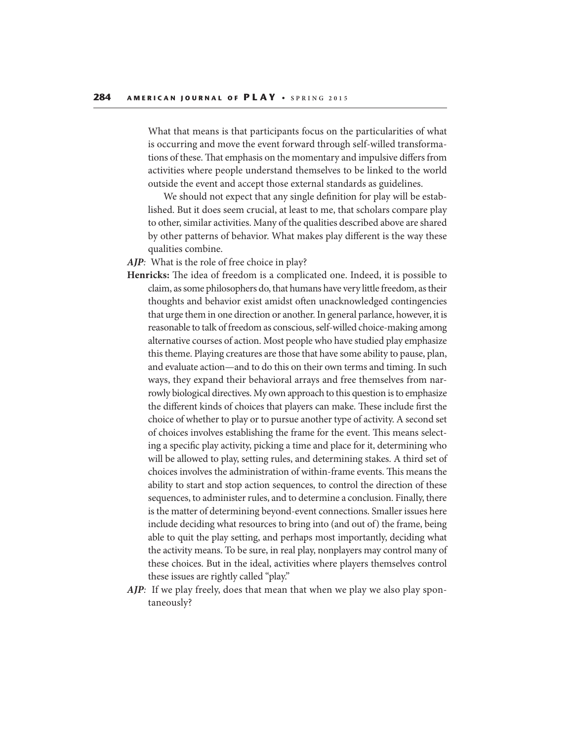What that means is that participants focus on the particularities of what is occurring and move the event forward through self-willed transformations of these. That emphasis on the momentary and impulsive differs from activities where people understand themselves to be linked to the world outside the event and accept those external standards as guidelines.

We should not expect that any single definition for play will be established. But it does seem crucial, at least to me, that scholars compare play to other, similar activities. Many of the qualities described above are shared by other patterns of behavior. What makes play different is the way these qualities combine.

***AJP***: What is the role of free choice in play?

**Henricks:** The idea of freedom is a complicated one. Indeed, it is possible to claim, as some philosophers do, that humans have very little freedom, as their thoughts and behavior exist amidst often unacknowledged contingencies that urge them in one direction or another. In general parlance, however, it is reasonable to talk of freedom as conscious, self-willed choice-making among alternative courses of action. Most people who have studied play emphasize this theme. Playing creatures are those that have some ability to pause, plan, and evaluate action—and to do this on their own terms and timing. In such ways, they expand their behavioral arrays and free themselves from narrowly biological directives. My own approach to this question is to emphasize the different kinds of choices that players can make. These include first the choice of whether to play or to pursue another type of activity. A second set of choices involves establishing the frame for the event. This means selecting a specific play activity, picking a time and place for it, determining who will be allowed to play, setting rules, and determining stakes. A third set of choices involves the administration of within-frame events. This means the ability to start and stop action sequences, to control the direction of these sequences, to administer rules, and to determine a conclusion. Finally, there is the matter of determining beyond-event connections. Smaller issues here include deciding what resources to bring into (and out of) the frame, being able to quit the play setting, and perhaps most importantly, deciding what the activity means. To be sure, in real play, nonplayers may control many of these choices. But in the ideal, activities where players themselves control these issues are rightly called "play."

***AJP***: If we play freely, does that mean that when we play we also play spontaneously?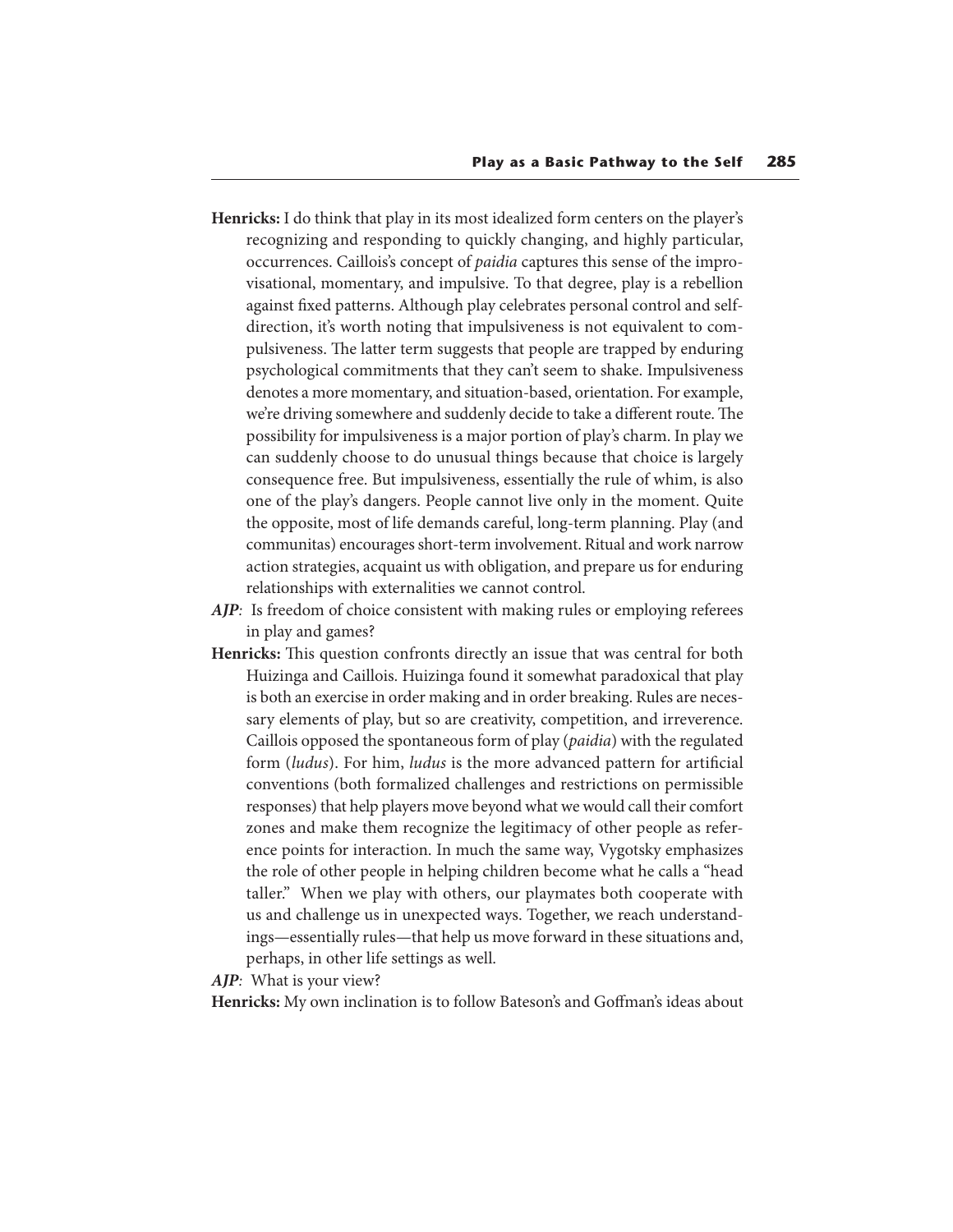**Henricks:** I do think that play in its most idealized form centers on the player's recognizing and responding to quickly changing, and highly particular, occurrences. Caillois's concept of *paidia* captures this sense of the improvisational, momentary, and impulsive. To that degree, play is a rebellion against fixed patterns. Although play celebrates personal control and self-direction, it's worth noting that impulsiveness is not equivalent to compulsiveness. The latter term suggests that people are trapped by enduring psychological commitments that they can't seem to shake. Impulsiveness denotes a more momentary, and situation-based, orientation. For example, we're driving somewhere and suddenly decide to take a different route. The possibility for impulsiveness is a major portion of play's charm. In play we can suddenly choose to do unusual things because that choice is largely consequence free. But impulsiveness, essentially the rule of whim, is also one of the play's dangers. People cannot live only in the moment. Quite the opposite, most of life demands careful, long-term planning. Play (and communitas) encourages short-term involvement. Ritual and work narrow action strategies, acquaint us with obligation, and prepare us for enduring relationships with externalities we cannot control.

***AJP***: Is freedom of choice consistent with making rules or employing referees in play and games?

**Henricks:** This question confronts directly an issue that was central for both Huizinga and Caillois. Huizinga found it somewhat paradoxical that play is both an exercise in order making and in order breaking. Rules are necessary elements of play, but so are creativity, competition, and irreverence. Caillois opposed the spontaneous form of play (*paidia*) with the regulated form (*ludus*). For him, *ludus* is the more advanced pattern for artificial conventions (both formalized challenges and restrictions on permissible responses) that help players move beyond what we would call their comfort zones and make them recognize the legitimacy of other people as reference points for interaction. In much the same way, Vygotsky emphasizes the role of other people in helping children become what he calls a "head taller." When we play with others, our playmates both cooperate with us and challenge us in unexpected ways. Together, we reach understandings—essentially rules—that help us move forward in these situations and, perhaps, in other life settings as well.

***AJP***: What is your view?

**Henricks:** My own inclination is to follow Bateson's and Goffman's ideas about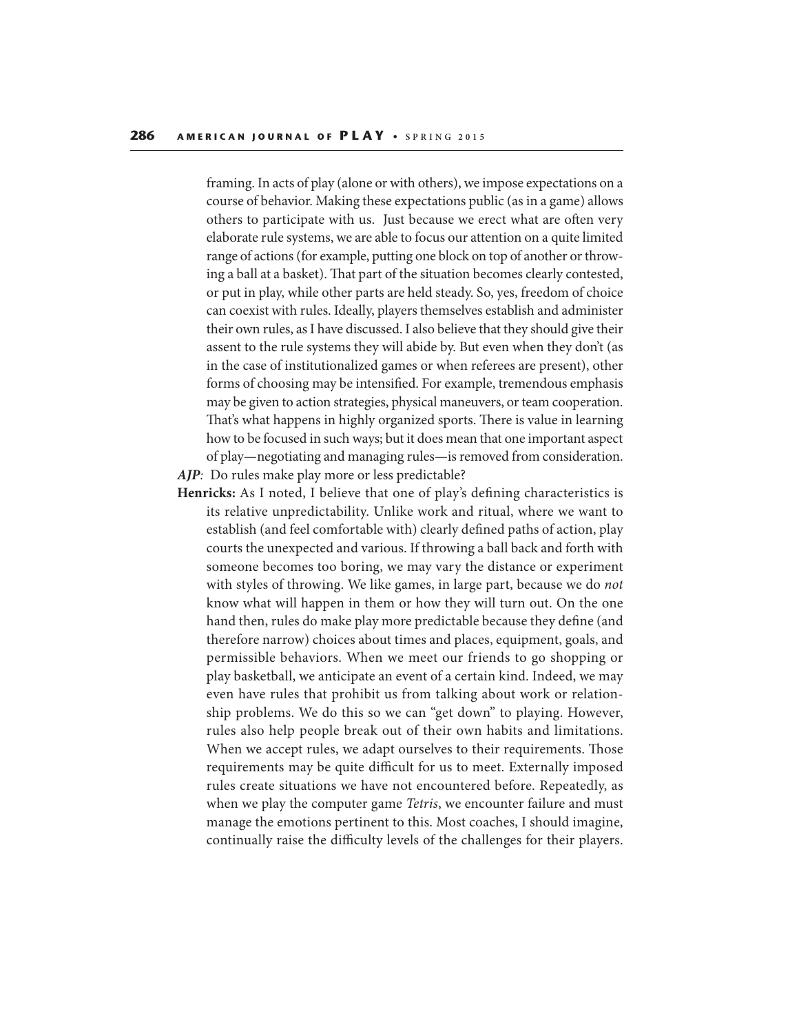framing. In acts of play (alone or with others), we impose expectations on a course of behavior. Making these expectations public (as in a game) allows others to participate with us. Just because we erect what are often very elaborate rule systems, we are able to focus our attention on a quite limited range of actions (for example, putting one block on top of another or throwing a ball at a basket). That part of the situation becomes clearly contested, or put in play, while other parts are held steady. So, yes, freedom of choice can coexist with rules. Ideally, players themselves establish and administer their own rules, as I have discussed. I also believe that they should give their assent to the rule systems they will abide by. But even when they don't (as in the case of institutionalized games or when referees are present), other forms of choosing may be intensified. For example, tremendous emphasis may be given to action strategies, physical maneuvers, or team cooperation. That's what happens in highly organized sports. There is value in learning how to be focused in such ways; but it does mean that one important aspect of play—negotiating and managing rules—is removed from consideration.

***AJP***: Do rules make play more or less predictable?

**Henricks:** As I noted, I believe that one of play's defining characteristics is its relative unpredictability. Unlike work and ritual, where we want to establish (and feel comfortable with) clearly defined paths of action, play courts the unexpected and various. If throwing a ball back and forth with someone becomes too boring, we may vary the distance or experiment with styles of throwing. We like games, in large part, because we do *not* know what will happen in them or how they will turn out. On the one hand then, rules do make play more predictable because they define (and therefore narrow) choices about times and places, equipment, goals, and permissible behaviors. When we meet our friends to go shopping or play basketball, we anticipate an event of a certain kind. Indeed, we may even have rules that prohibit us from talking about work or relationship problems. We do this so we can "get down" to playing. However, rules also help people break out of their own habits and limitations. When we accept rules, we adapt ourselves to their requirements. Those requirements may be quite difficult for us to meet. Externally imposed rules create situations we have not encountered before. Repeatedly, as when we play the computer game *Tetris*, we encounter failure and must manage the emotions pertinent to this. Most coaches, I should imagine, continually raise the difficulty levels of the challenges for their players.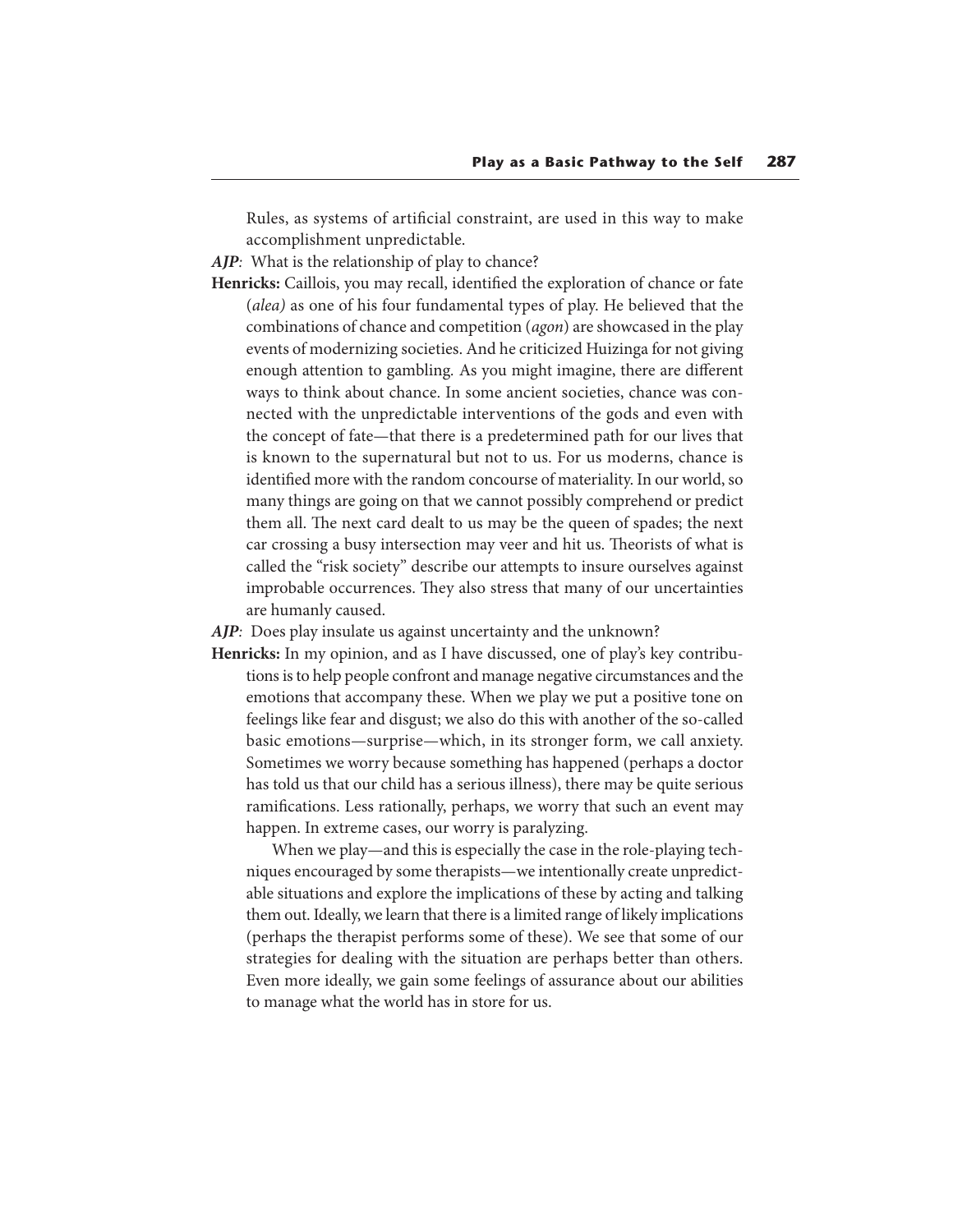Rules, as systems of artificial constraint, are used in this way to make accomplishment unpredictable.

***AJP***: What is the relationship of play to chance?

**Henricks:** Caillois, you may recall, identified the exploration of chance or fate (*alea)* as one of his four fundamental types of play. He believed that the combinations of chance and competition (*agon*) are showcased in the play events of modernizing societies. And he criticized Huizinga for not giving enough attention to gambling. As you might imagine, there are different ways to think about chance. In some ancient societies, chance was connected with the unpredictable interventions of the gods and even with the concept of fate—that there is a predetermined path for our lives that is known to the supernatural but not to us. For us moderns, chance is identified more with the random concourse of materiality. In our world, so many things are going on that we cannot possibly comprehend or predict them all. The next card dealt to us may be the queen of spades; the next car crossing a busy intersection may veer and hit us. Theorists of what is called the "risk society" describe our attempts to insure ourselves against improbable occurrences. They also stress that many of our uncertainties are humanly caused.

***AJP***: Does play insulate us against uncertainty and the unknown?

**Henricks:** In my opinion, and as I have discussed, one of play's key contributions is to help people confront and manage negative circumstances and the emotions that accompany these. When we play we put a positive tone on feelings like fear and disgust; we also do this with another of the so-called basic emotions—surprise—which, in its stronger form, we call anxiety. Sometimes we worry because something has happened (perhaps a doctor has told us that our child has a serious illness), there may be quite serious ramifications. Less rationally, perhaps, we worry that such an event may happen. In extreme cases, our worry is paralyzing.

When we play—and this is especially the case in the role-playing techniques encouraged by some therapists—we intentionally create unpredictable situations and explore the implications of these by acting and talking them out. Ideally, we learn that there is a limited range of likely implications (perhaps the therapist performs some of these). We see that some of our strategies for dealing with the situation are perhaps better than others. Even more ideally, we gain some feelings of assurance about our abilities to manage what the world has in store for us.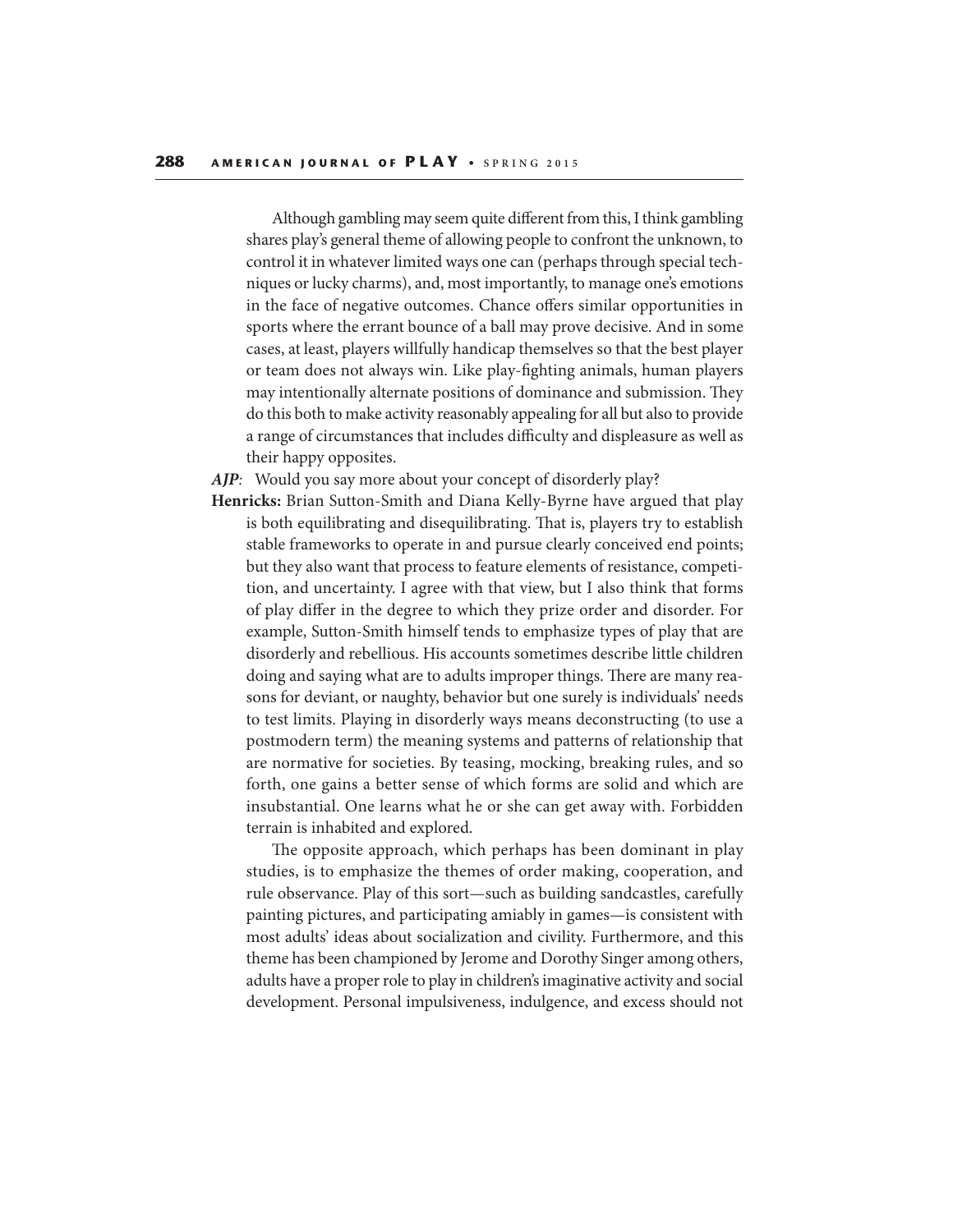Although gambling may seem quite different from this, I think gambling shares play's general theme of allowing people to confront the unknown, to control it in whatever limited ways one can (perhaps through special techniques or lucky charms), and, most importantly, to manage one's emotions in the face of negative outcomes. Chance offers similar opportunities in sports where the errant bounce of a ball may prove decisive. And in some cases, at least, players willfully handicap themselves so that the best player or team does not always win. Like play-fighting animals, human players may intentionally alternate positions of dominance and submission. They do this both to make activity reasonably appealing for all but also to provide a range of circumstances that includes difficulty and displeasure as well as their happy opposites.

***AJP***: Would you say more about your concept of disorderly play?

**Henricks:** Brian Sutton-Smith and Diana Kelly-Byrne have argued that play is both equilibrating and disequilibrating. That is, players try to establish stable frameworks to operate in and pursue clearly conceived end points; but they also want that process to feature elements of resistance, competition, and uncertainty. I agree with that view, but I also think that forms of play differ in the degree to which they prize order and disorder. For example, Sutton-Smith himself tends to emphasize types of play that are disorderly and rebellious. His accounts sometimes describe little children doing and saying what are to adults improper things. There are many reasons for deviant, or naughty, behavior but one surely is individuals' needs to test limits. Playing in disorderly ways means deconstructing (to use a postmodern term) the meaning systems and patterns of relationship that are normative for societies. By teasing, mocking, breaking rules, and so forth, one gains a better sense of which forms are solid and which are insubstantial. One learns what he or she can get away with. Forbidden terrain is inhabited and explored.

The opposite approach, which perhaps has been dominant in play studies, is to emphasize the themes of order making, cooperation, and rule observance. Play of this sort—such as building sandcastles, carefully painting pictures, and participating amiably in games—is consistent with most adults' ideas about socialization and civility. Furthermore, and this theme has been championed by Jerome and Dorothy Singer among others, adults have a proper role to play in children's imaginative activity and social development. Personal impulsiveness, indulgence, and excess should not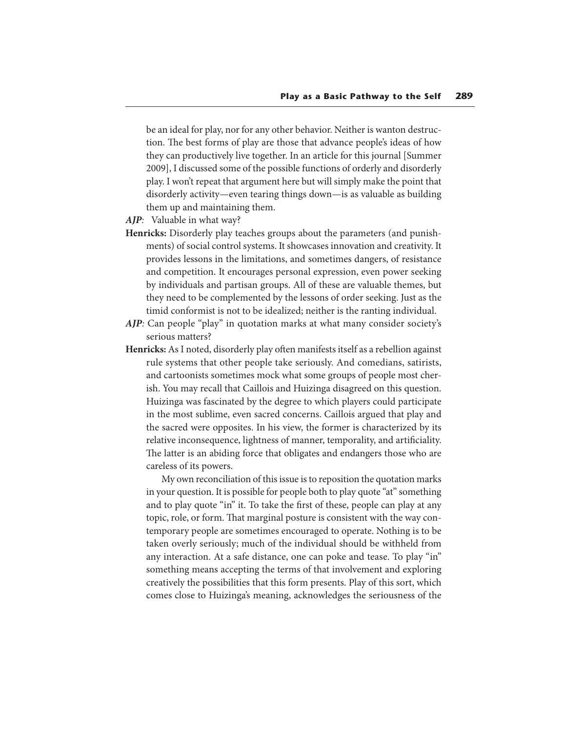be an ideal for play, nor for any other behavior. Neither is wanton destruction. The best forms of play are those that advance people's ideas of how they can productively live together. In an article for this journal [Summer 2009], I discussed some of the possible functions of orderly and disorderly play. I won't repeat that argument here but will simply make the point that disorderly activity—even tearing things down—is as valuable as building them up and maintaining them.

***AJP***: Valuable in what way?

**Henricks:** Disorderly play teaches groups about the parameters (and punishments) of social control systems. It showcases innovation and creativity. It provides lessons in the limitations, and sometimes dangers, of resistance and competition. It encourages personal expression, even power seeking by individuals and partisan groups. All of these are valuable themes, but they need to be complemented by the lessons of order seeking. Just as the timid conformist is not to be idealized; neither is the ranting individual.

***AJP***: Can people "play" in quotation marks at what many consider society's serious matters?

**Henricks:** As I noted, disorderly play often manifests itself as a rebellion against rule systems that other people take seriously. And comedians, satirists, and cartoonists sometimes mock what some groups of people most cherish. You may recall that Caillois and Huizinga disagreed on this question. Huizinga was fascinated by the degree to which players could participate in the most sublime, even sacred concerns. Caillois argued that play and the sacred were opposites. In his view, the former is characterized by its relative inconsequence, lightness of manner, temporality, and artificiality. The latter is an abiding force that obligates and endangers those who are careless of its powers.

My own reconciliation of this issue is to reposition the quotation marks in your question. It is possible for people both to play quote "at" something and to play quote "in" it. To take the first of these, people can play at any topic, role, or form. That marginal posture is consistent with the way contemporary people are sometimes encouraged to operate. Nothing is to be taken overly seriously; much of the individual should be withheld from any interaction. At a safe distance, one can poke and tease. To play "in" something means accepting the terms of that involvement and exploring creatively the possibilities that this form presents. Play of this sort, which comes close to Huizinga's meaning, acknowledges the seriousness of the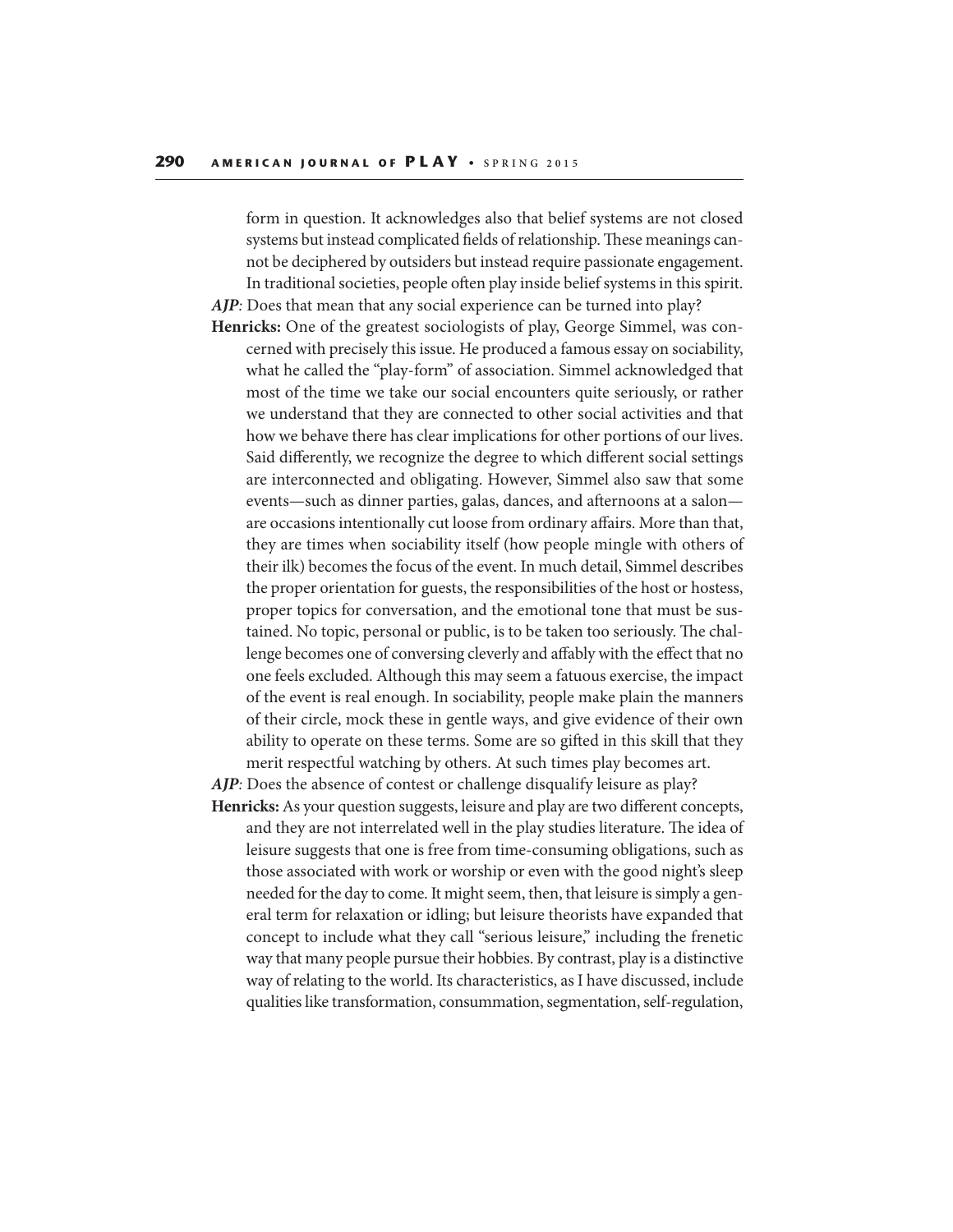form in question. It acknowledges also that belief systems are not closed systems but instead complicated fields of relationship. These meanings cannot be deciphered by outsiders but instead require passionate engagement. In traditional societies, people often play inside belief systems in this spirit.

***AJP***: Does that mean that any social experience can be turned into play?

**Henricks:** One of the greatest sociologists of play, George Simmel, was concerned with precisely this issue. He produced a famous essay on sociability, what he called the "play-form" of association. Simmel acknowledged that most of the time we take our social encounters quite seriously, or rather we understand that they are connected to other social activities and that how we behave there has clear implications for other portions of our lives. Said differently, we recognize the degree to which different social settings are interconnected and obligating. However, Simmel also saw that some events—such as dinner parties, galas, dances, and afternoons at a salon—are occasions intentionally cut loose from ordinary affairs. More than that, they are times when sociability itself (how people mingle with others of their ilk) becomes the focus of the event. In much detail, Simmel describes the proper orientation for guests, the responsibilities of the host or hostess, proper topics for conversation, and the emotional tone that must be sustained. No topic, personal or public, is to be taken too seriously. The challenge becomes one of conversing cleverly and affably with the effect that no one feels excluded. Although this may seem a fatuous exercise, the impact of the event is real enough. In sociability, people make plain the manners of their circle, mock these in gentle ways, and give evidence of their own ability to operate on these terms. Some are so gifted in this skill that they merit respectful watching by others. At such times play becomes art.

***AJP***: Does the absence of contest or challenge disqualify leisure as play?

**Henricks:** As your question suggests, leisure and play are two different concepts, and they are not interrelated well in the play studies literature. The idea of leisure suggests that one is free from time-consuming obligations, such as those associated with work or worship or even with the good night's sleep needed for the day to come. It might seem, then, that leisure is simply a general term for relaxation or idling; but leisure theorists have expanded that concept to include what they call "serious leisure," including the frenetic way that many people pursue their hobbies. By contrast, play is a distinctive way of relating to the world. Its characteristics, as I have discussed, include qualities like transformation, consummation, segmentation, self-regulation,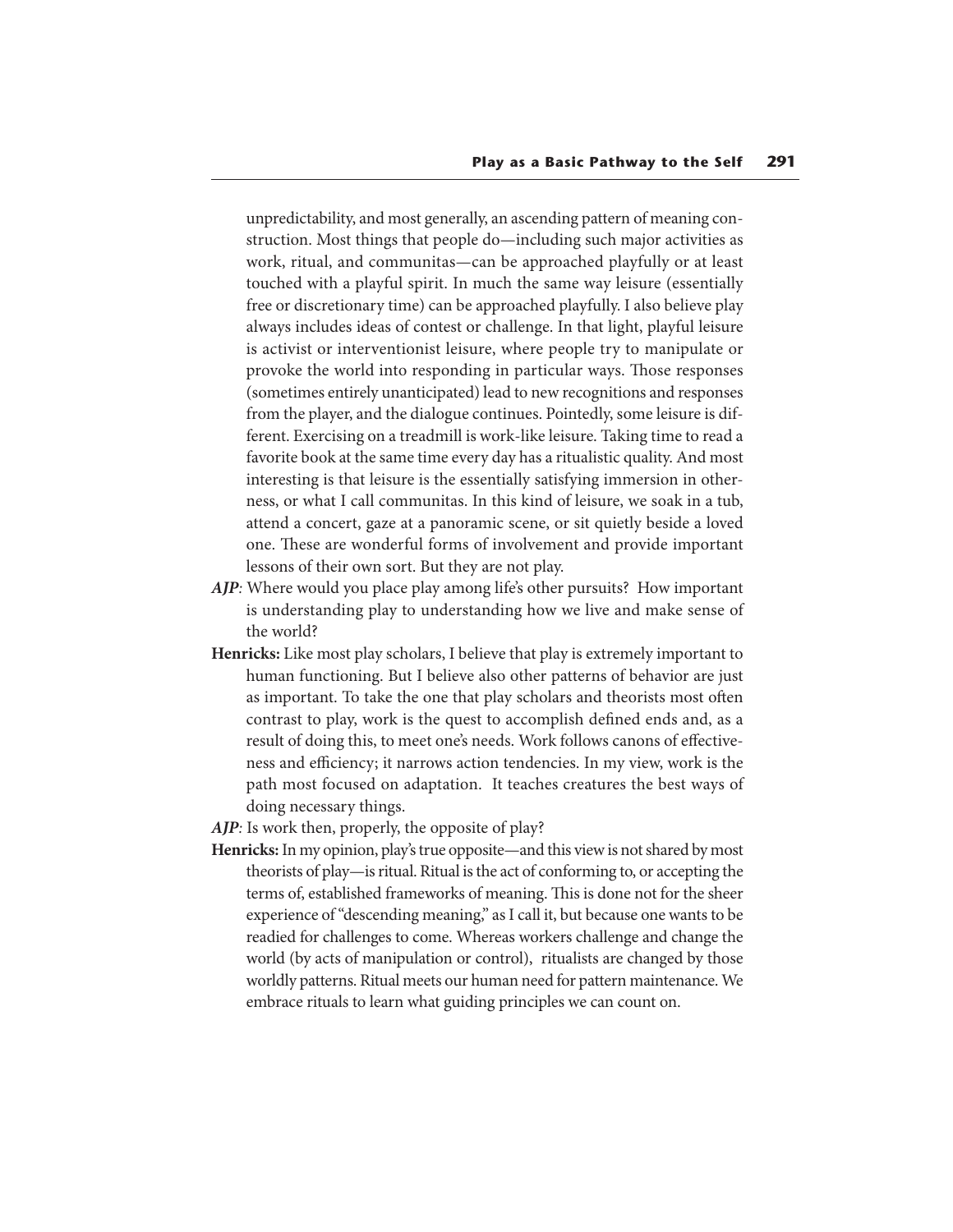unpredictability, and most generally, an ascending pattern of meaning construction. Most things that people do—including such major activities as work, ritual, and communitas—can be approached playfully or at least touched with a playful spirit. In much the same way leisure (essentially free or discretionary time) can be approached playfully. I also believe play always includes ideas of contest or challenge. In that light, playful leisure is activist or interventionist leisure, where people try to manipulate or provoke the world into responding in particular ways. Those responses (sometimes entirely unanticipated) lead to new recognitions and responses from the player, and the dialogue continues. Pointedly, some leisure is different. Exercising on a treadmill is work-like leisure. Taking time to read a favorite book at the same time every day has a ritualistic quality. And most interesting is that leisure is the essentially satisfying immersion in otherness, or what I call communitas. In this kind of leisure, we soak in a tub, attend a concert, gaze at a panoramic scene, or sit quietly beside a loved one. These are wonderful forms of involvement and provide important lessons of their own sort. But they are not play.

***AJP***: Where would you place play among life's other pursuits? How important is understanding play to understanding how we live and make sense of the world?

**Henricks:** Like most play scholars, I believe that play is extremely important to human functioning. But I believe also other patterns of behavior are just as important. To take the one that play scholars and theorists most often contrast to play, work is the quest to accomplish defined ends and, as a result of doing this, to meet one's needs. Work follows canons of effectiveness and efficiency; it narrows action tendencies. In my view, work is the path most focused on adaptation. It teaches creatures the best ways of doing necessary things.

***AJP***: Is work then, properly, the opposite of play?

**Henricks:** In my opinion, play's true opposite—and this view is not shared by most theorists of play—is ritual. Ritual is the act of conforming to, or accepting the terms of, established frameworks of meaning. This is done not for the sheer experience of "descending meaning," as I call it, but because one wants to be readied for challenges to come. Whereas workers challenge and change the world (by acts of manipulation or control), ritualists are changed by those worldly patterns. Ritual meets our human need for pattern maintenance. We embrace rituals to learn what guiding principles we can count on.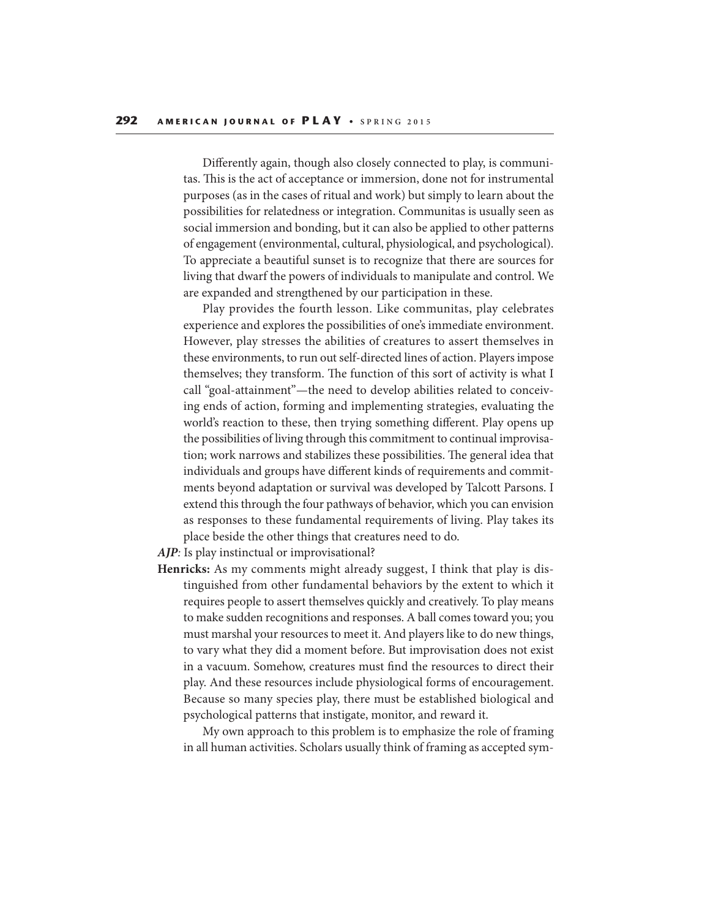Differently again, though also closely connected to play, is communitas. This is the act of acceptance or immersion, done not for instrumental purposes (as in the cases of ritual and work) but simply to learn about the possibilities for relatedness or integration. Communitas is usually seen as social immersion and bonding, but it can also be applied to other patterns of engagement (environmental, cultural, physiological, and psychological). To appreciate a beautiful sunset is to recognize that there are sources for living that dwarf the powers of individuals to manipulate and control. We are expanded and strengthened by our participation in these.

Play provides the fourth lesson. Like communitas, play celebrates experience and explores the possibilities of one's immediate environment. However, play stresses the abilities of creatures to assert themselves in these environments, to run out self-directed lines of action. Players impose themselves; they transform. The function of this sort of activity is what I call "goal-attainment"—the need to develop abilities related to conceiving ends of action, forming and implementing strategies, evaluating the world's reaction to these, then trying something different. Play opens up the possibilities of living through this commitment to continual improvisation; work narrows and stabilizes these possibilities. The general idea that individuals and groups have different kinds of requirements and commitments beyond adaptation or survival was developed by Talcott Parsons. I extend this through the four pathways of behavior, which you can envision as responses to these fundamental requirements of living. Play takes its place beside the other things that creatures need to do.

***AJP***: Is play instinctual or improvisational?

**Henricks:** As my comments might already suggest, I think that play is distinguished from other fundamental behaviors by the extent to which it requires people to assert themselves quickly and creatively. To play means to make sudden recognitions and responses. A ball comes toward you; you must marshal your resources to meet it. And players like to do new things, to vary what they did a moment before. But improvisation does not exist in a vacuum. Somehow, creatures must find the resources to direct their play. And these resources include physiological forms of encouragement. Because so many species play, there must be established biological and psychological patterns that instigate, monitor, and reward it.

My own approach to this problem is to emphasize the role of framing in all human activities. Scholars usually think of framing as accepted sym-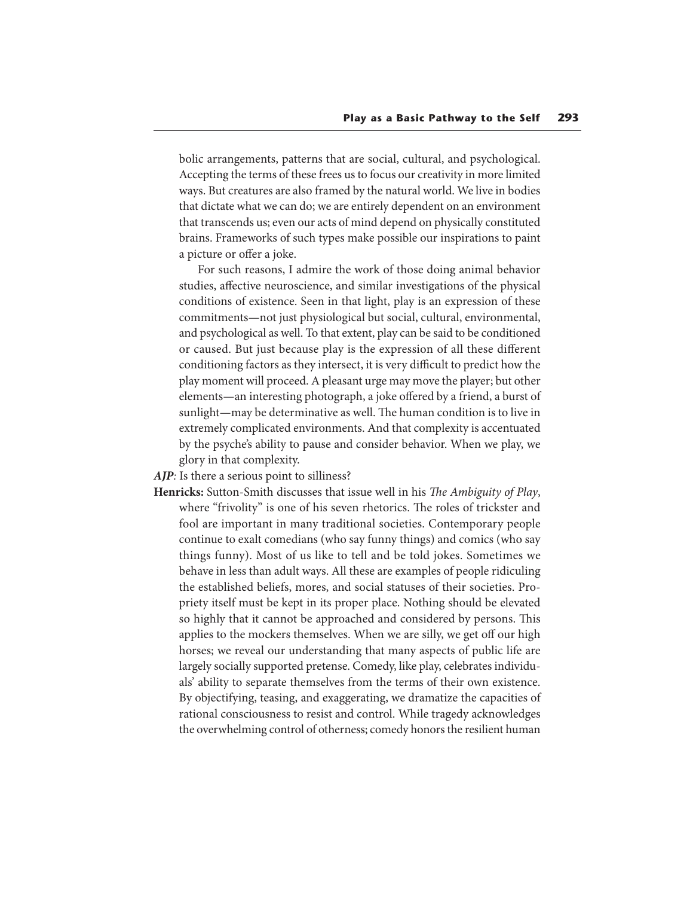bolic arrangements, patterns that are social, cultural, and psychological. Accepting the terms of these frees us to focus our creativity in more limited ways. But creatures are also framed by the natural world. We live in bodies that dictate what we can do; we are entirely dependent on an environment that transcends us; even our acts of mind depend on physically constituted brains. Frameworks of such types make possible our inspirations to paint a picture or offer a joke.

For such reasons, I admire the work of those doing animal behavior studies, affective neuroscience, and similar investigations of the physical conditions of existence. Seen in that light, play is an expression of these commitments—not just physiological but social, cultural, environmental, and psychological as well. To that extent, play can be said to be conditioned or caused. But just because play is the expression of all these different conditioning factors as they intersect, it is very difficult to predict how the play moment will proceed. A pleasant urge may move the player; but other elements—an interesting photograph, a joke offered by a friend, a burst of sunlight—may be determinative as well. The human condition is to live in extremely complicated environments. And that complexity is accentuated by the psyche's ability to pause and consider behavior. When we play, we glory in that complexity.

***AJP***: Is there a serious point to silliness?

**Henricks:** Sutton-Smith discusses that issue well in his *The Ambiguity of Play*, where "frivolity" is one of his seven rhetorics. The roles of trickster and fool are important in many traditional societies. Contemporary people continue to exalt comedians (who say funny things) and comics (who say things funny). Most of us like to tell and be told jokes. Sometimes we behave in less than adult ways. All these are examples of people ridiculing the established beliefs, mores, and social statuses of their societies. Propriety itself must be kept in its proper place. Nothing should be elevated so highly that it cannot be approached and considered by persons. This applies to the mockers themselves. When we are silly, we get off our high horses; we reveal our understanding that many aspects of public life are largely socially supported pretense. Comedy, like play, celebrates individuals' ability to separate themselves from the terms of their own existence. By objectifying, teasing, and exaggerating, we dramatize the capacities of rational consciousness to resist and control. While tragedy acknowledges the overwhelming control of otherness; comedy honors the resilient human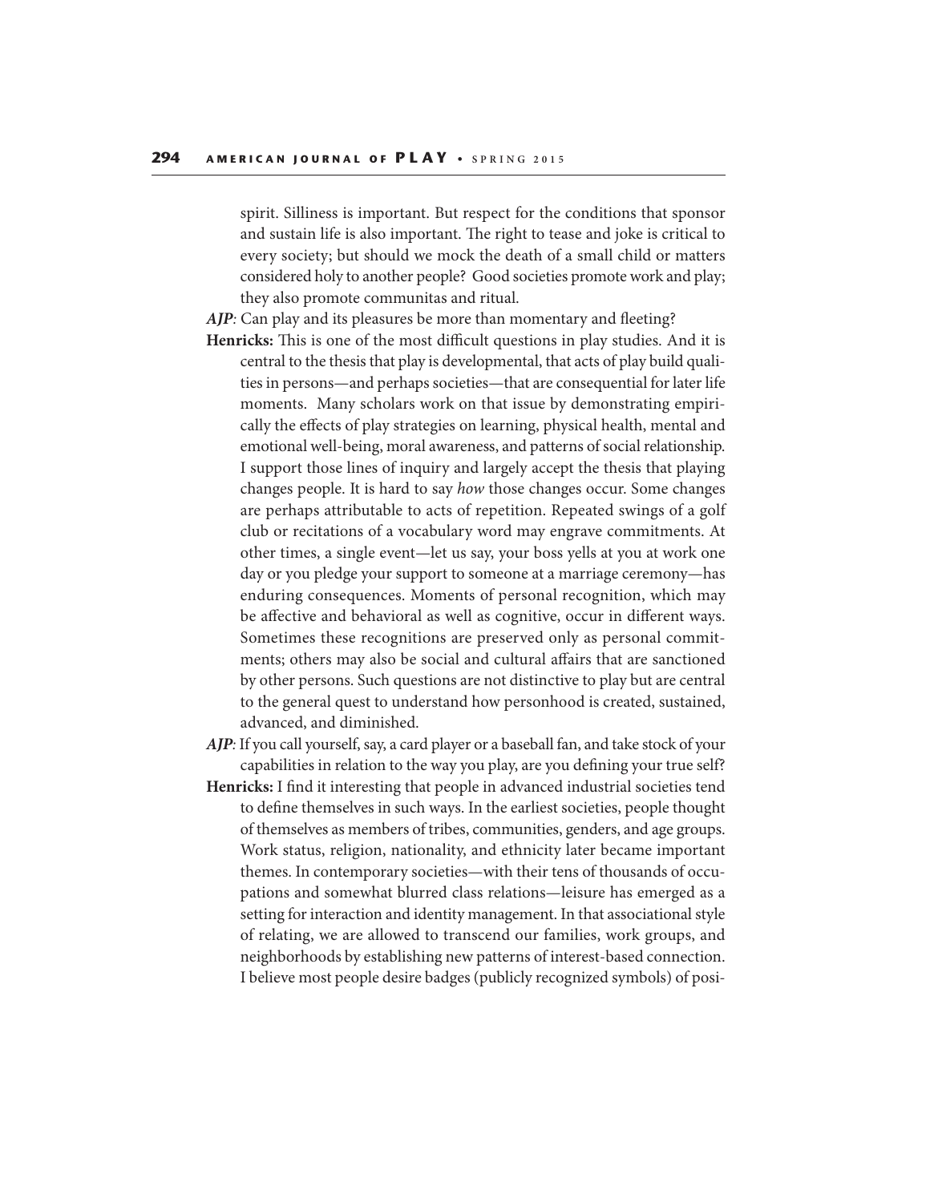spirit. Silliness is important. But respect for the conditions that sponsor and sustain life is also important. The right to tease and joke is critical to every society; but should we mock the death of a small child or matters considered holy to another people? Good societies promote work and play; they also promote communitas and ritual.

***AJP***: Can play and its pleasures be more than momentary and fleeting?

**Henricks:** This is one of the most difficult questions in play studies. And it is central to the thesis that play is developmental, that acts of play build qualities in persons—and perhaps societies—that are consequential for later life moments. Many scholars work on that issue by demonstrating empirically the effects of play strategies on learning, physical health, mental and emotional well-being, moral awareness, and patterns of social relationship. I support those lines of inquiry and largely accept the thesis that playing changes people. It is hard to say *how* those changes occur. Some changes are perhaps attributable to acts of repetition. Repeated swings of a golf club or recitations of a vocabulary word may engrave commitments. At other times, a single event—let us say, your boss yells at you at work one day or you pledge your support to someone at a marriage ceremony—has enduring consequences. Moments of personal recognition, which may be affective and behavioral as well as cognitive, occur in different ways. Sometimes these recognitions are preserved only as personal commitments; others may also be social and cultural affairs that are sanctioned by other persons. Such questions are not distinctive to play but are central to the general quest to understand how personhood is created, sustained, advanced, and diminished.

***AJP***: If you call yourself, say, a card player or a baseball fan, and take stock of your capabilities in relation to the way you play, are you defining your true self?

**Henricks:** I find it interesting that people in advanced industrial societies tend to define themselves in such ways. In the earliest societies, people thought of themselves as members of tribes, communities, genders, and age groups. Work status, religion, nationality, and ethnicity later became important themes. In contemporary societies—with their tens of thousands of occupations and somewhat blurred class relations—leisure has emerged as a setting for interaction and identity management. In that associational style of relating, we are allowed to transcend our families, work groups, and neighborhoods by establishing new patterns of interest-based connection. I believe most people desire badges (publicly recognized symbols) of posi-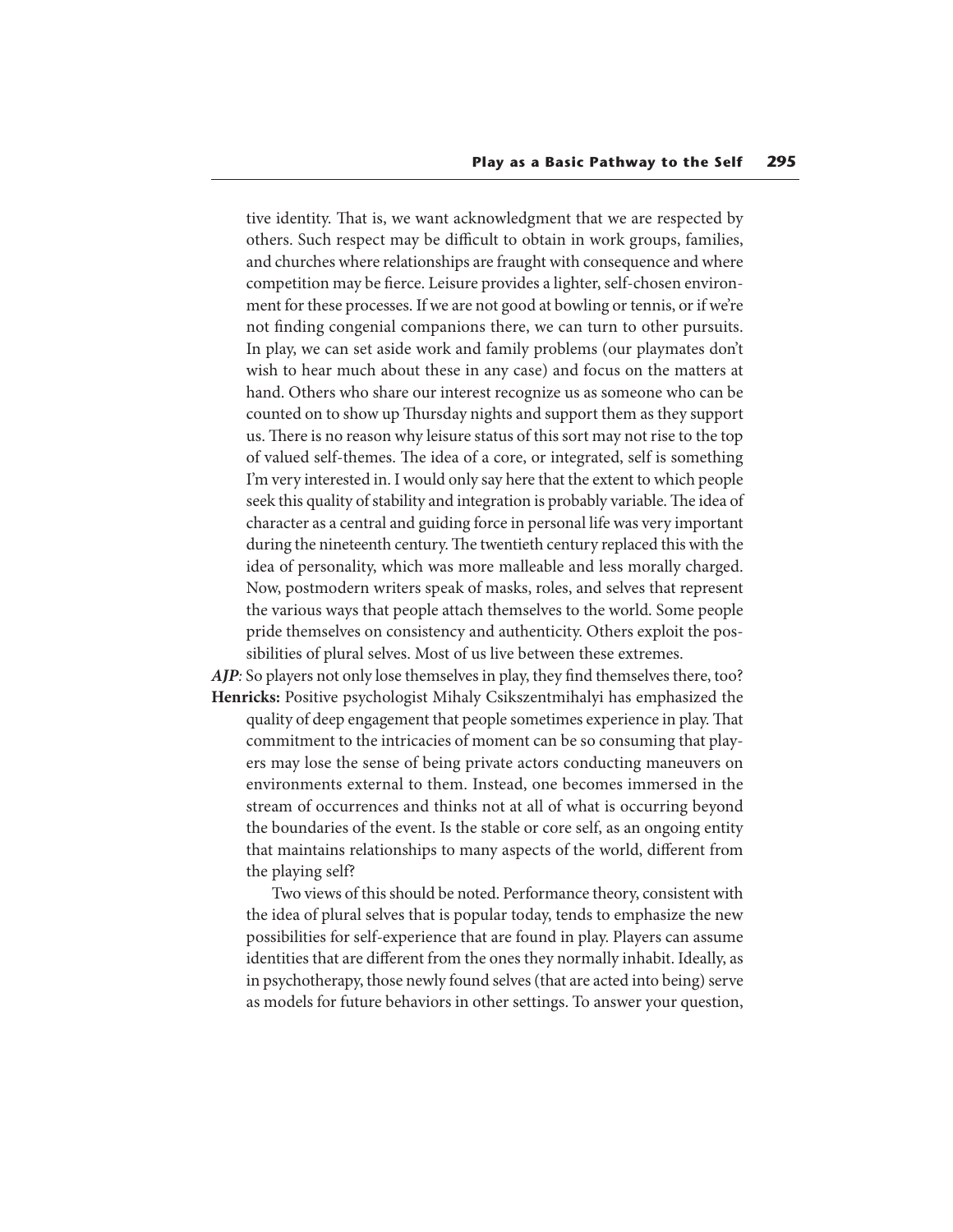tive identity. That is, we want acknowledgment that we are respected by others. Such respect may be difficult to obtain in work groups, families, and churches where relationships are fraught with consequence and where competition may be fierce. Leisure provides a lighter, self-chosen environment for these processes. If we are not good at bowling or tennis, or if we're not finding congenial companions there, we can turn to other pursuits. In play, we can set aside work and family problems (our playmates don't wish to hear much about these in any case) and focus on the matters at hand. Others who share our interest recognize us as someone who can be counted on to show up Thursday nights and support them as they support us. There is no reason why leisure status of this sort may not rise to the top of valued self-themes. The idea of a core, or integrated, self is something I'm very interested in. I would only say here that the extent to which people seek this quality of stability and integration is probably variable. The idea of character as a central and guiding force in personal life was very important during the nineteenth century. The twentieth century replaced this with the idea of personality, which was more malleable and less morally charged. Now, postmodern writers speak of masks, roles, and selves that represent the various ways that people attach themselves to the world. Some people pride themselves on consistency and authenticity. Others exploit the possibilities of plural selves. Most of us live between these extremes.

***AJP***: So players not only lose themselves in play, they find themselves there, too?

**Henricks:** Positive psychologist Mihaly Csikszentmihalyi has emphasized the quality of deep engagement that people sometimes experience in play. That commitment to the intricacies of moment can be so consuming that players may lose the sense of being private actors conducting maneuvers on environments external to them. Instead, one becomes immersed in the stream of occurrences and thinks not at all of what is occurring beyond the boundaries of the event. Is the stable or core self, as an ongoing entity that maintains relationships to many aspects of the world, different from the playing self?

Two views of this should be noted. Performance theory, consistent with the idea of plural selves that is popular today, tends to emphasize the new possibilities for self-experience that are found in play. Players can assume identities that are different from the ones they normally inhabit. Ideally, as in psychotherapy, those newly found selves (that are acted into being) serve as models for future behaviors in other settings. To answer your question,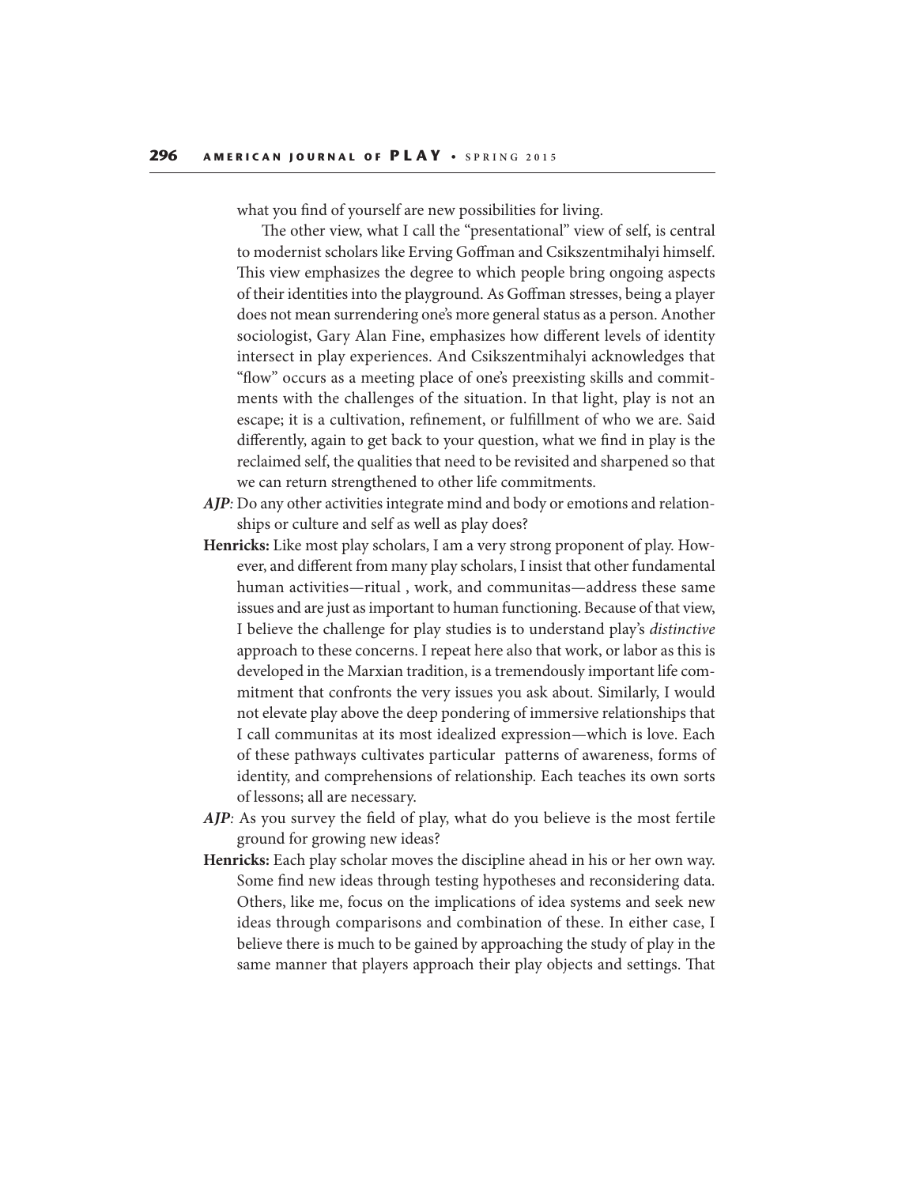what you find of yourself are new possibilities for living.

The other view, what I call the "presentational" view of self, is central to modernist scholars like Erving Goffman and Csikszentmihalyi himself. This view emphasizes the degree to which people bring ongoing aspects of their identities into the playground. As Goffman stresses, being a player does not mean surrendering one's more general status as a person. Another sociologist, Gary Alan Fine, emphasizes how different levels of identity intersect in play experiences. And Csikszentmihalyi acknowledges that "flow" occurs as a meeting place of one's preexisting skills and commitments with the challenges of the situation. In that light, play is not an escape; it is a cultivation, refinement, or fulfillment of who we are. Said differently, again to get back to your question, what we find in play is the reclaimed self, the qualities that need to be revisited and sharpened so that we can return strengthened to other life commitments.

***AJP***: Do any other activities integrate mind and body or emotions and relationships or culture and self as well as play does?

**Henricks:** Like most play scholars, I am a very strong proponent of play. However, and different from many play scholars, I insist that other fundamental human activities—ritual , work, and communitas—address these same issues and are just as important to human functioning. Because of that view, I believe the challenge for play studies is to understand play's *distinctive* approach to these concerns. I repeat here also that work, or labor as this is developed in the Marxian tradition, is a tremendously important life commitment that confronts the very issues you ask about. Similarly, I would not elevate play above the deep pondering of immersive relationships that I call communitas at its most idealized expression—which is love. Each of these pathways cultivates particular patterns of awareness, forms of identity, and comprehensions of relationship. Each teaches its own sorts of lessons; all are necessary.

***AJP***: As you survey the field of play, what do you believe is the most fertile ground for growing new ideas?

**Henricks:** Each play scholar moves the discipline ahead in his or her own way. Some find new ideas through testing hypotheses and reconsidering data. Others, like me, focus on the implications of idea systems and seek new ideas through comparisons and combination of these. In either case, I believe there is much to be gained by approaching the study of play in the same manner that players approach their play objects and settings. That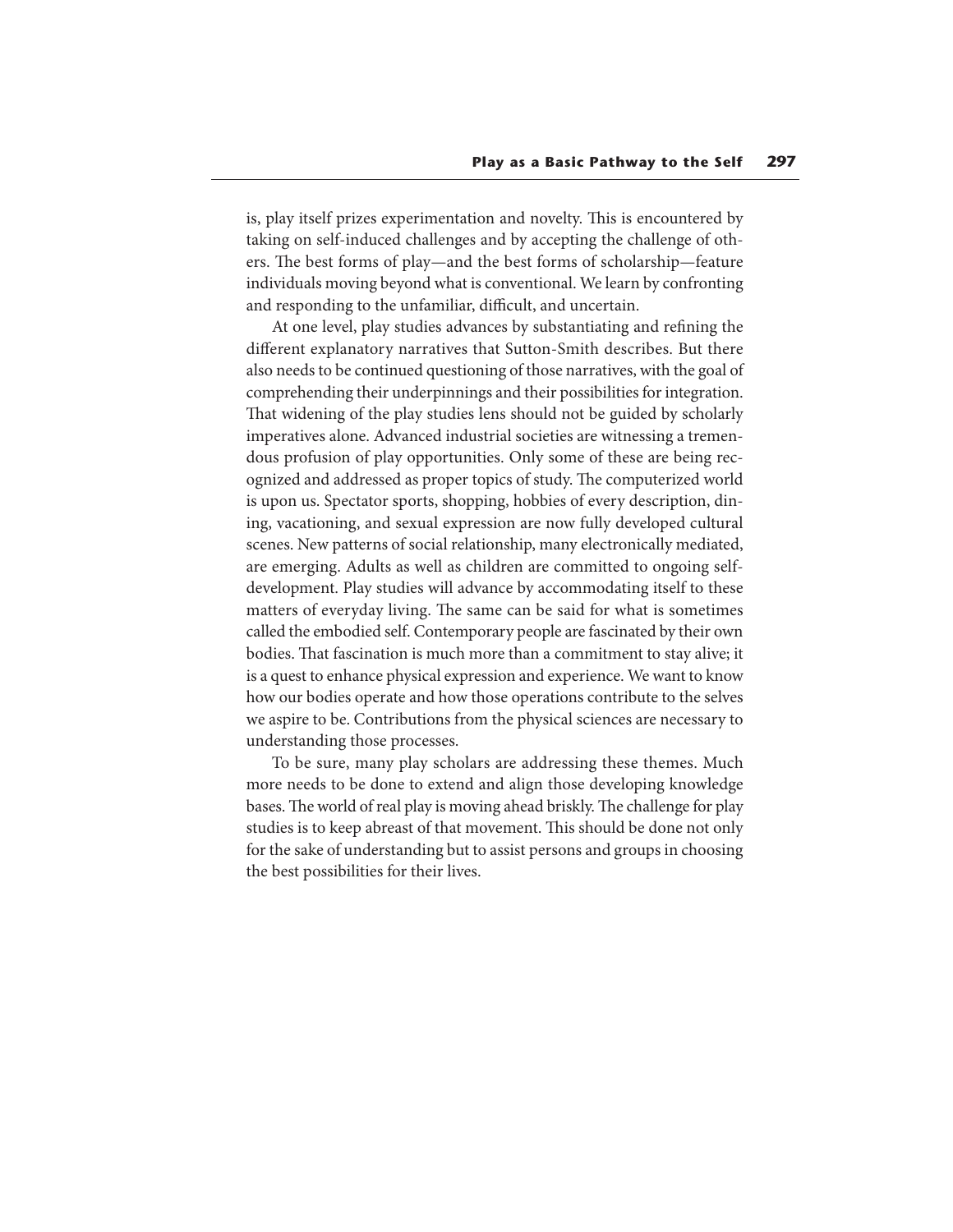is, play itself prizes experimentation and novelty. This is encountered by taking on self-induced challenges and by accepting the challenge of others. The best forms of play—and the best forms of scholarship—feature individuals moving beyond what is conventional. We learn by confronting and responding to the unfamiliar, difficult, and uncertain.

At one level, play studies advances by substantiating and refining the different explanatory narratives that Sutton-Smith describes. But there also needs to be continued questioning of those narratives, with the goal of comprehending their underpinnings and their possibilities for integration. That widening of the play studies lens should not be guided by scholarly imperatives alone. Advanced industrial societies are witnessing a tremendous profusion of play opportunities. Only some of these are being recognized and addressed as proper topics of study. The computerized world is upon us. Spectator sports, shopping, hobbies of every description, dining, vacationing, and sexual expression are now fully developed cultural scenes. New patterns of social relationship, many electronically mediated, are emerging. Adults as well as children are committed to ongoing self-development. Play studies will advance by accommodating itself to these matters of everyday living. The same can be said for what is sometimes called the embodied self. Contemporary people are fascinated by their own bodies. That fascination is much more than a commitment to stay alive; it is a quest to enhance physical expression and experience. We want to know how our bodies operate and how those operations contribute to the selves we aspire to be. Contributions from the physical sciences are necessary to understanding those processes.

To be sure, many play scholars are addressing these themes. Much more needs to be done to extend and align those developing knowledge bases. The world of real play is moving ahead briskly. The challenge for play studies is to keep abreast of that movement. This should be done not only for the sake of understanding but to assist persons and groups in choosing the best possibilities for their lives.